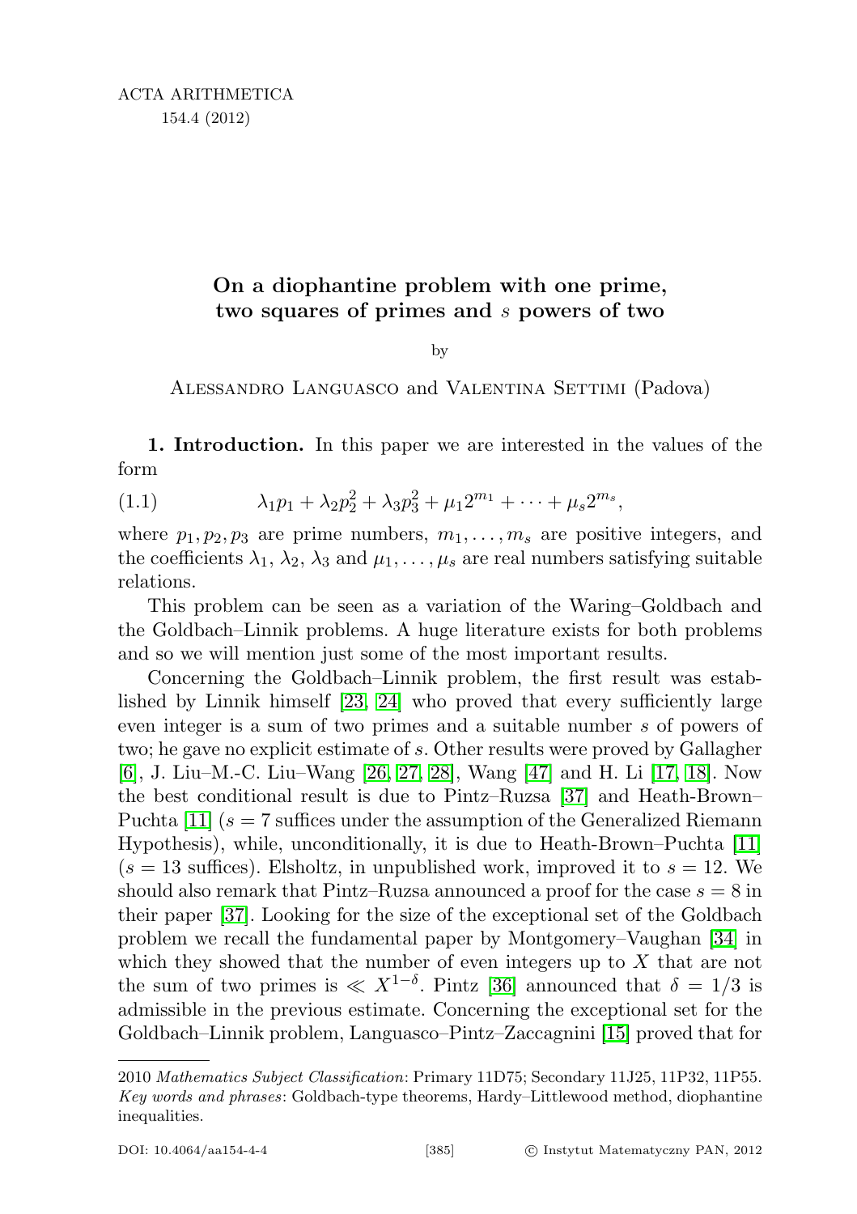ACTA ARITHMETICA
154.4 (2012)

# On a diophantine problem with one prime, two squares of primes and $s$ powers of two

by

Alessandro Languasco and Valentina Settimi (Padova)

**1. Introduction.** In this paper we are interested in the values of the form

$$\lambda_1 p_1 + \lambda_2 p_2^2 + \lambda_3 p_3^2 + \mu_1 2^{m_1} + \cdots + \mu_s 2^{m_s}, \tag{1.1}$$

where $p_1, p_2, p_3$ are prime numbers, $m_1, \ldots, m_s$ are positive integers, and the coefficients $\lambda_1$, $\lambda_2$, $\lambda_3$ and $\mu_1, \ldots, \mu_s$ are real numbers satisfying suitable relations.

This problem can be seen as a variation of the Waring–Goldbach and the Goldbach–Linnik problems. A huge literature exists for both problems and so we will mention just some of the most important results.

Concerning the Goldbach–Linnik problem, the first result was established by Linnik himself [23, 24] who proved that every sufficiently large even integer is a sum of two primes and a suitable number $s$ of powers of two; he gave no explicit estimate of $s$. Other results were proved by Gallagher [6], J. Liu–M.-C. Liu–Wang [26, 27, 28], Wang [47] and H. Li [17, 18]. Now the best conditional result is due to Pintz–Ruzsa [37] and Heath-Brown–Puchta [11] ($s = 7$ suffices under the assumption of the Generalized Riemann Hypothesis), while, unconditionally, it is due to Heath-Brown–Puchta [11] ($s = 13$ suffices). Elsholtz, in unpublished work, improved it to $s = 12$. We should also remark that Pintz–Ruzsa announced a proof for the case $s = 8$ in their paper [37]. Looking for the size of the exceptional set of the Goldbach problem we recall the fundamental paper by Montgomery–Vaughan [34] in which they showed that the number of even integers up to $X$ that are not the sum of two primes is $\ll X^{1-\delta}$. Pintz [36] announced that $\delta = 1/3$ is admissible in the previous estimate. Concerning the exceptional set for the Goldbach–Linnik problem, Languasco–Pintz–Zaccagnini [15] proved that for

---

2010 *Mathematics Subject Classification*: Primary 11D75; Secondary 11J25, 11P32, 11P55.
*Key words and phrases*: Goldbach-type theorems, Hardy–Littlewood method, diophantine inequalities.

DOI: 10.4064/aa154-4-4 © Instytut Matematyczny PAN, 2012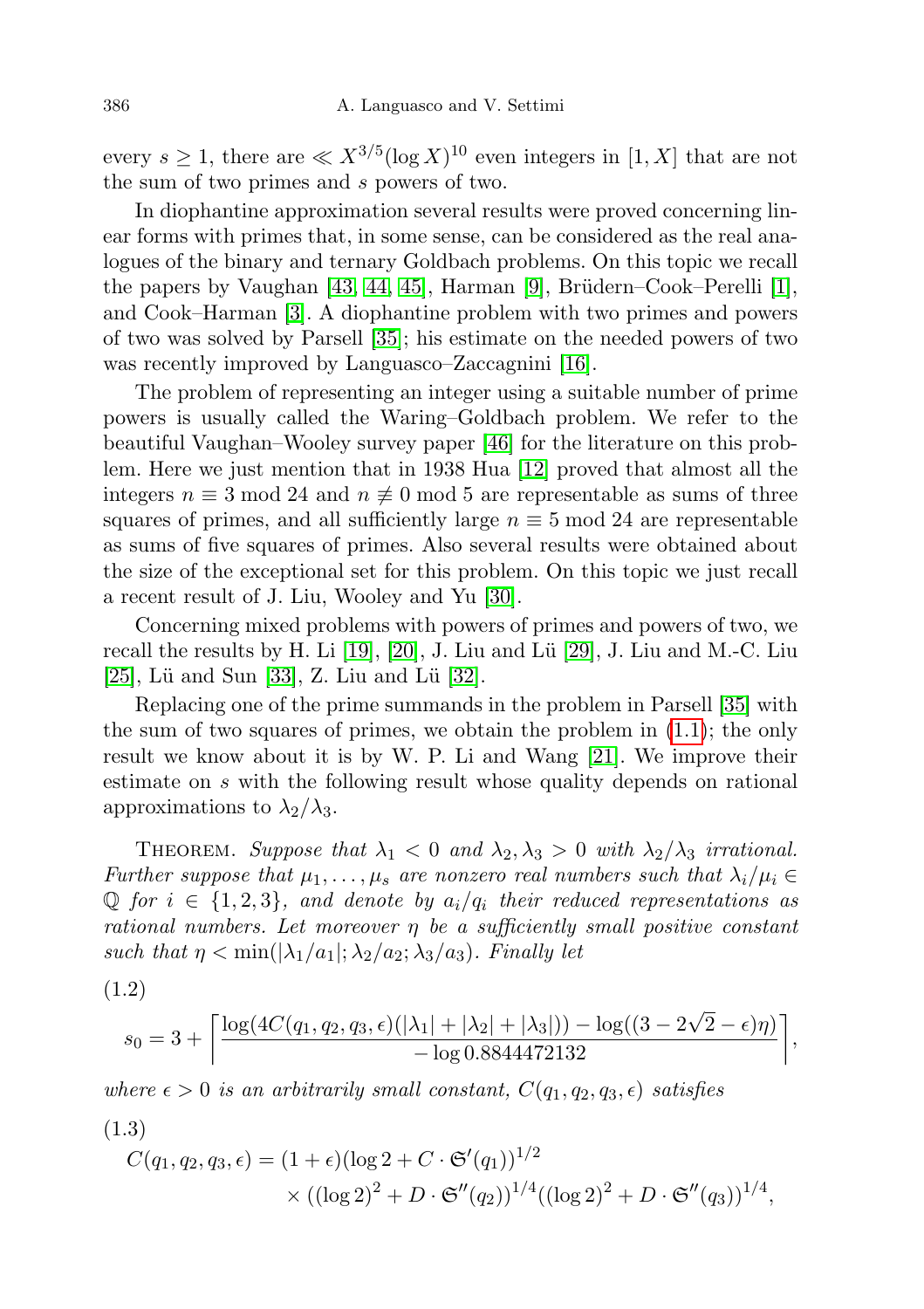every $s \geq 1$, there are $\ll X^{3/5}(\log X)^{10}$ even integers in $[1, X]$ that are not the sum of two primes and $s$ powers of two.

In diophantine approximation several results were proved concerning linear forms with primes that, in some sense, can be considered as the real analogues of the binary and ternary Goldbach problems. On this topic we recall the papers by Vaughan [43, 44, 45], Harman [9], Brüdern–Cook–Perelli [1], and Cook–Harman [3]. A diophantine problem with two primes and powers of two was solved by Parsell [35]; his estimate on the needed powers of two was recently improved by Languasco–Zaccagnini [16].

The problem of representing an integer using a suitable number of prime powers is usually called the Waring–Goldbach problem. We refer to the beautiful Vaughan–Wooley survey paper [46] for the literature on this problem. Here we just mention that in 1938 Hua [12] proved that almost all the integers $n \equiv 3 \bmod 24$ and $n \not\equiv 0 \bmod 5$ are representable as sums of three squares of primes, and all sufficiently large $n \equiv 5 \bmod 24$ are representable as sums of five squares of primes. Also several results were obtained about the size of the exceptional set for this problem. On this topic we just recall a recent result of J. Liu, Wooley and Yu [30].

Concerning mixed problems with powers of primes and powers of two, we recall the results by H. Li [19], [20], J. Liu and Lü [29], J. Liu and M.-C. Liu [25], Lü and Sun [33], Z. Liu and Lü [32].

Replacing one of the prime summands in the problem in Parsell [35] with the sum of two squares of primes, we obtain the problem in (1.1); the only result we know about it is by W. P. Li and Wang [21]. We improve their estimate on $s$ with the following result whose quality depends on rational approximations to $\lambda_2/\lambda_3$.

Theorem. *Suppose that $\lambda_1 < 0$ and $\lambda_2, \lambda_3 > 0$ with $\lambda_2/\lambda_3$ irrational. Further suppose that $\mu_1, \dots, \mu_s$ are nonzero real numbers such that $\lambda_i/\mu_i \in \mathbb{Q}$ for $i \in \{1, 2, 3\}$, and denote by $a_i/q_i$ their reduced representations as rational numbers. Let moreover $\eta$ be a sufficiently small positive constant such that $\eta < \min(|\lambda_1/a_1|; \lambda_2/a_2; \lambda_3/a_3)$. Finally let*

(1.2)
$$s_0 = 3 + \left\lceil \frac{\log(4C(q_1, q_2, q_3, \epsilon)(|\lambda_1| + |\lambda_2| + |\lambda_3|)) - \log((3 - 2\sqrt{2} - \epsilon)\eta)}{-\log 0.8844472132} \right\rceil,$$

*where $\epsilon > 0$ is an arbitrarily small constant, $C(q_1, q_2, q_3, \epsilon)$ satisfies*

(1.3)
$$C(q_1, q_2, q_3, \epsilon) = (1 + \epsilon)(\log 2 + C \cdot \mathfrak{S}'(q_1))^{1/2} \times ((\log 2)^2 + D \cdot \mathfrak{S}''(q_2))^{1/4}((\log 2)^2 + D \cdot \mathfrak{S}''(q_3))^{1/4},$$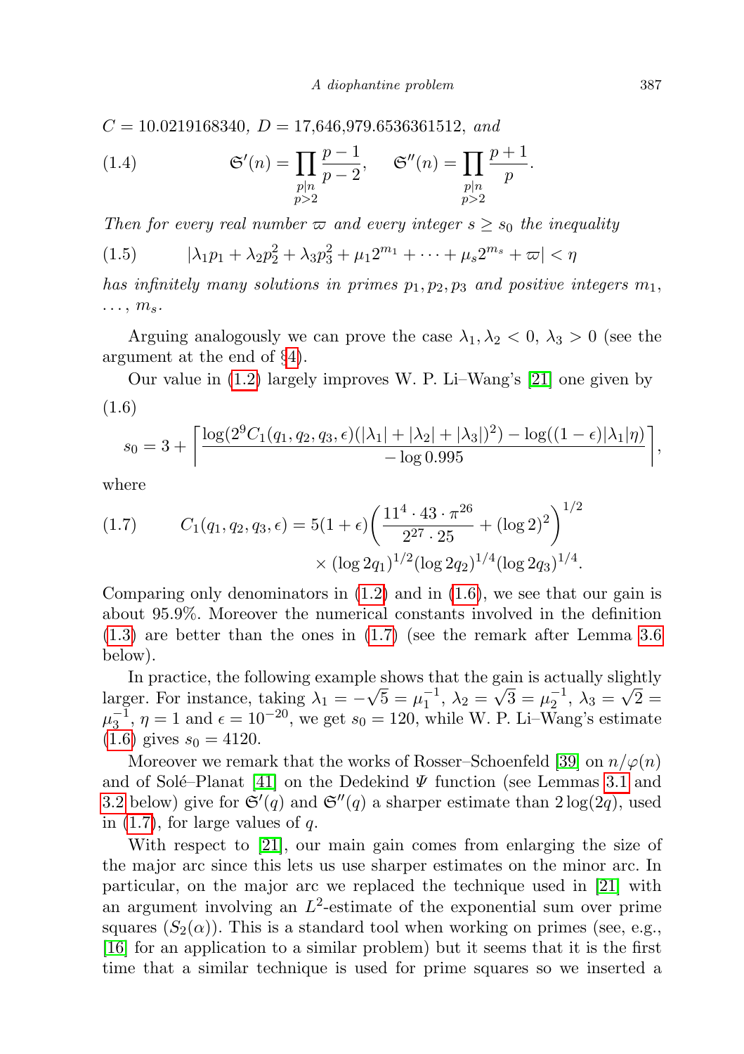$C = 10.0219168340$, $D = 17{,}646{,}979.6536361512$, *and*

$$
(1.4) \qquad \mathfrak{S}'(n) = \prod_{\substack{p \mid n \\ p > 2}} \frac{p-1}{p-2}, \qquad \mathfrak{S}''(n) = \prod_{\substack{p \mid n \\ p > 2}} \frac{p+1}{p}.
$$

*Then for every real number* $\varpi$ *and every integer* $s \geq s_0$ *the inequality*

$$
(1.5) \qquad |\lambda_1 p_1 + \lambda_2 p_2^2 + \lambda_3 p_3^2 + \mu_1 2^{m_1} + \cdots + \mu_s 2^{m_s} + \varpi| < \eta
$$

*has infinitely many solutions in primes* $p_1, p_2, p_3$ *and positive integers* $m_1, \ldots, m_s$.

Arguing analogously we can prove the case $\lambda_1, \lambda_2 < 0$, $\lambda_3 > 0$ (see the argument at the end of §4).

Our value in (1.2) largely improves W. P. Li–Wang's [21] one given by

$$
(1.6) \qquad s_0 = 3 + \left\lceil \frac{\log(2^9 C_1(q_1, q_2, q_3, \epsilon)(|\lambda_1| + |\lambda_2| + |\lambda_3|)^2) - \log((1-\epsilon)|\lambda_1|\eta)}{-\log 0.995} \right\rceil,
$$

where

$$
(1.7) \qquad C_1(q_1, q_2, q_3, \epsilon) = 5(1+\epsilon)\left(\frac{11^4 \cdot 43 \cdot \pi^{26}}{2^{27} \cdot 25} + (\log 2)^2\right)^{1/2} \times (\log 2q_1)^{1/2} (\log 2q_2)^{1/4} (\log 2q_3)^{1/4}.
$$

Comparing only denominators in (1.2) and in (1.6), we see that our gain is about 95.9%. Moreover the numerical constants involved in the definition (1.3) are better than the ones in (1.7) (see the remark after Lemma 3.6 below).

In practice, the following example shows that the gain is actually slightly larger. For instance, taking $\lambda_1 = -\sqrt{5} = \mu_1^{-1}$, $\lambda_2 = \sqrt{3} = \mu_2^{-1}$, $\lambda_3 = \sqrt{2} = \mu_3^{-1}$, $\eta = 1$ and $\epsilon = 10^{-20}$, we get $s_0 = 120$, while W. P. Li–Wang's estimate (1.6) gives $s_0 = 4120$.

Moreover we remark that the works of Rosser–Schoenfeld [39] on $n/\varphi(n)$ and of Solé–Planat [41] on the Dedekind $\Psi$ function (see Lemmas 3.1 and 3.2 below) give for $\mathfrak{S}'(q)$ and $\mathfrak{S}''(q)$ a sharper estimate than $2\log(2q)$, used in (1.7), for large values of $q$.

With respect to [21], our main gain comes from enlarging the size of the major arc since this lets us use sharper estimates on the minor arc. In particular, on the major arc we replaced the technique used in [21] with an argument involving an $L^2$-estimate of the exponential sum over prime squares ($S_2(\alpha)$). This is a standard tool when working on primes (see, e.g., [16] for an application to a similar problem) but it seems that it is the first time that a similar technique is used for prime squares so we inserted a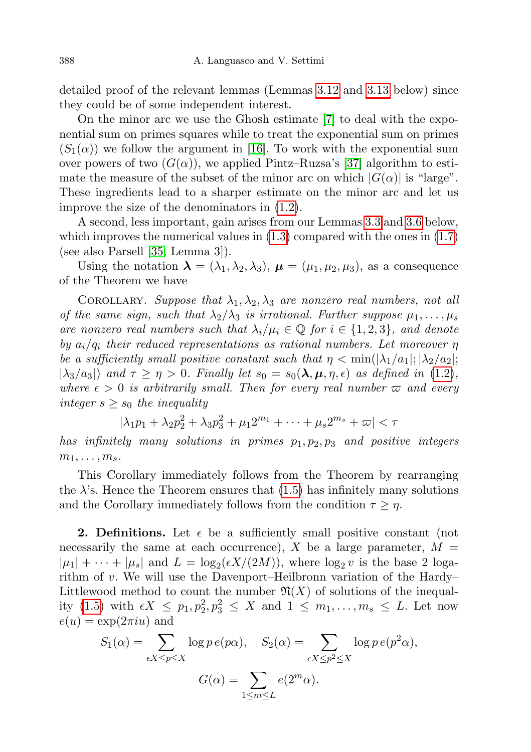detailed proof of the relevant lemmas (Lemmas 3.12 and 3.13 below) since they could be of some independent interest.

On the minor arc we use the Ghosh estimate [7] to deal with the exponential sum on primes squares while to treat the exponential sum on primes ($S_1(\alpha)$) we follow the argument in [16]. To work with the exponential sum over powers of two ($G(\alpha)$), we applied Pintz–Ruzsa's [37] algorithm to estimate the measure of the subset of the minor arc on which $|G(\alpha)|$ is "large". These ingredients lead to a sharper estimate on the minor arc and let us improve the size of the denominators in (1.2).

A second, less important, gain arises from our Lemmas 3.3 and 3.6 below, which improves the numerical values in (1.3) compared with the ones in (1.7) (see also Parsell [35, Lemma 3]).

Using the notation $\boldsymbol{\lambda} = (\lambda_1, \lambda_2, \lambda_3)$, $\boldsymbol{\mu} = (\mu_1, \mu_2, \mu_3)$, as a consequence of the Theorem we have

Corollary. *Suppose that $\lambda_1, \lambda_2, \lambda_3$ are nonzero real numbers, not all of the same sign, such that $\lambda_2/\lambda_3$ is irrational. Further suppose $\mu_1, \dots, \mu_s$ are nonzero real numbers such that $\lambda_i/\mu_i \in \mathbb{Q}$ for $i \in \{1, 2, 3\}$, and denote by $a_i/q_i$ their reduced representations as rational numbers. Let moreover $\eta$ be a sufficiently small positive constant such that $\eta < \min(|\lambda_1/a_1|; |\lambda_2/a_2|; |\lambda_3/a_3|)$ and $\tau \geq \eta > 0$. Finally let $s_0 = s_0(\boldsymbol{\lambda}, \boldsymbol{\mu}, \eta, \epsilon)$ as defined in (1.2), where $\epsilon > 0$ is arbitrarily small. Then for every real number $\varpi$ and every integer $s \geq s_0$ the inequality*

$$|\lambda_1 p_1 + \lambda_2 p_2^2 + \lambda_3 p_3^2 + \mu_1 2^{m_1} + \dots + \mu_s 2^{m_s} + \varpi| < \tau$$

*has infinitely many solutions in primes $p_1, p_2, p_3$ and positive integers $m_1, \dots, m_s$.*

This Corollary immediately follows from the Theorem by rearranging the $\lambda$'s. Hence the Theorem ensures that (1.5) has infinitely many solutions and the Corollary immediately follows from the condition $\tau \geq \eta$.

**2. Definitions.** Let $\epsilon$ be a sufficiently small positive constant (not necessarily the same at each occurrence), $X$ be a large parameter, $M = |\mu_1| + \dots + |\mu_s|$ and $L = \log_2(\epsilon X/(2M))$, where $\log_2 v$ is the base 2 logarithm of $v$. We will use the Davenport–Heilbronn variation of the Hardy–Littlewood method to count the number $\mathfrak{N}(X)$ of solutions of the inequality (1.5) with $\epsilon X \leq p_1, p_2^2, p_3^2 \leq X$ and $1 \leq m_1, \dots, m_s \leq L$. Let now $e(u) = \exp(2\pi i u)$ and

$$S_1(\alpha) = \sum_{\epsilon X \leq p \leq X} \log p \, e(p\alpha), \quad S_2(\alpha) = \sum_{\epsilon X \leq p^2 \leq X} \log p \, e(p^2\alpha),$$

$$G(\alpha) = \sum_{1 \leq m \leq L} e(2^m \alpha).$$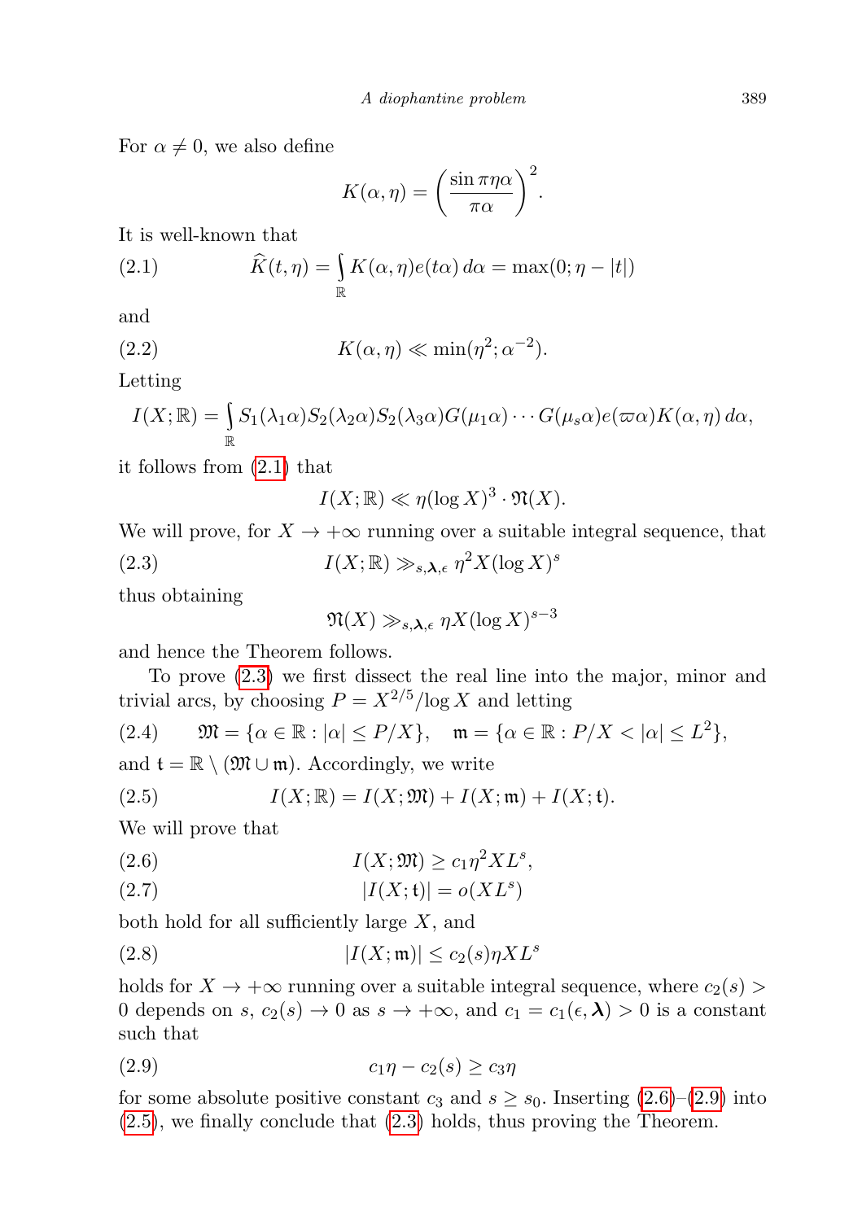For $\alpha \neq 0$, we also define

$$K(\alpha, \eta) = \left( \frac{\sin \pi \eta \alpha}{\pi \alpha} \right)^2.$$

It is well-known that

$$\widehat{K}(t, \eta) = \int_{\mathbb{R}} K(\alpha, \eta) e(t\alpha) \, d\alpha = \max(0; \eta - |t|) \tag{2.1}$$

and

$$K(\alpha, \eta) \ll \min(\eta^2; \alpha^{-2}). \tag{2.2}$$

Letting

$$I(X; \mathbb{R}) = \int_{\mathbb{R}} S_1(\lambda_1 \alpha) S_2(\lambda_2 \alpha) S_2(\lambda_3 \alpha) G(\mu_1 \alpha) \cdots G(\mu_s \alpha) e(\varpi \alpha) K(\alpha, \eta) \, d\alpha,$$

it follows from (2.1) that

$$I(X; \mathbb{R}) \ll \eta (\log X)^3 \cdot \mathfrak{N}(X).$$

We will prove, for $X \to +\infty$ running over a suitable integral sequence, that

$$I(X; \mathbb{R}) \gg_{s, \boldsymbol{\lambda}, \epsilon} \eta^2 X (\log X)^s \tag{2.3}$$

thus obtaining

$$\mathfrak{N}(X) \gg_{s, \boldsymbol{\lambda}, \epsilon} \eta X (\log X)^{s-3}$$

and hence the Theorem follows.

To prove (2.3) we first dissect the real line into the major, minor and trivial arcs, by choosing $P = X^{2/5}/\log X$ and letting

$$\mathfrak{M} = \{\alpha \in \mathbb{R} : |\alpha| \le P/X\}, \quad \mathfrak{m} = \{\alpha \in \mathbb{R} : P/X < |\alpha| \le L^2\}, \tag{2.4}$$

and $\mathfrak{t} = \mathbb{R} \setminus (\mathfrak{M} \cup \mathfrak{m})$. Accordingly, we write

$$I(X; \mathbb{R}) = I(X; \mathfrak{M}) + I(X; \mathfrak{m}) + I(X; \mathfrak{t}). \tag{2.5}$$

We will prove that

$$I(X; \mathfrak{M}) \ge c_1 \eta^2 X L^s, \tag{2.6}$$

$$|I(X; \mathfrak{t})| = o(X L^s) \tag{2.7}$$

both hold for all sufficiently large $X$, and

$$|I(X; \mathfrak{m})| \le c_2(s) \eta X L^s \tag{2.8}$$

holds for $X \to +\infty$ running over a suitable integral sequence, where $c_2(s) > 0$ depends on $s$, $c_2(s) \to 0$ as $s \to +\infty$, and $c_1 = c_1(\epsilon, \boldsymbol{\lambda}) > 0$ is a constant such that

$$c_1 \eta - c_2(s) \ge c_3 \eta \tag{2.9}$$

for some absolute positive constant $c_3$ and $s \ge s_0$. Inserting (2.6)–(2.9) into (2.5), we finally conclude that (2.3) holds, thus proving the Theorem.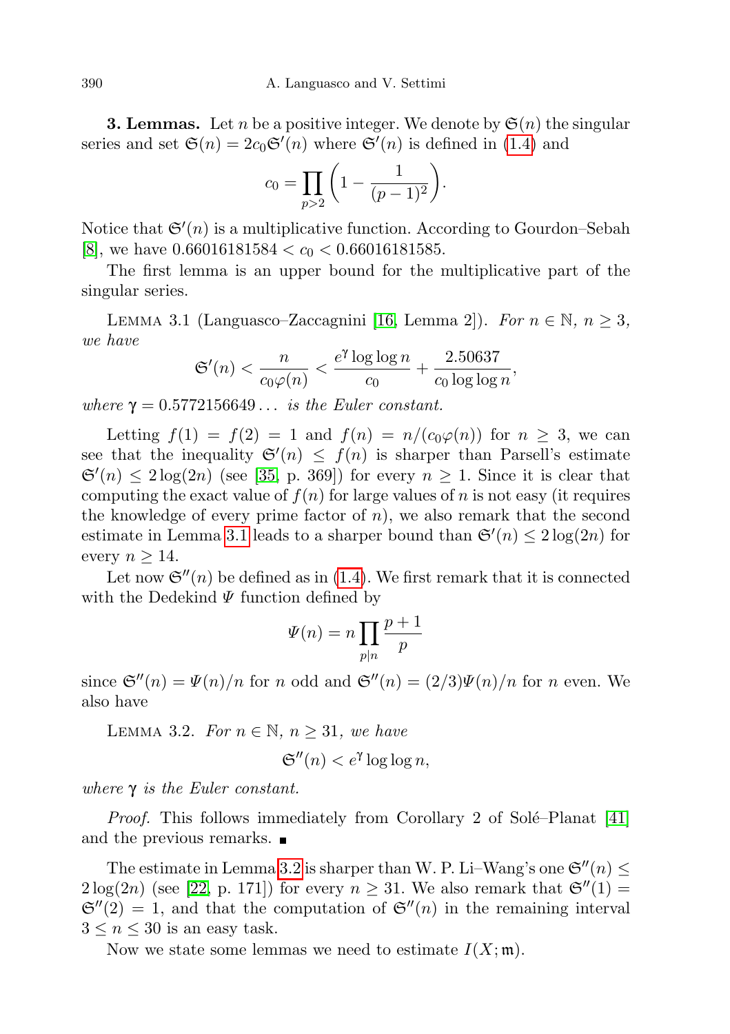**3. Lemmas.** Let $n$ be a positive integer. We denote by $\mathfrak{S}(n)$ the singular series and set $\mathfrak{S}(n) = 2c_0\mathfrak{S}'(n)$ where $\mathfrak{S}'(n)$ is defined in (1.4) and

$$c_0 = \prod_{p>2}\left(1 - \frac{1}{(p-1)^2}\right).$$

Notice that $\mathfrak{S}'(n)$ is a multiplicative function. According to Gourdon–Sebah [8], we have $0.66016181584 < c_0 < 0.66016181585$.

The first lemma is an upper bound for the multiplicative part of the singular series.

Lemma 3.1 (Languasco–Zaccagnini [16, Lemma 2]). *For $n \in \mathbb{N}$, $n \geq 3$, we have*

$$\mathfrak{S}'(n) < \frac{n}{c_0\varphi(n)} < \frac{e^{\gamma}\log\log n}{c_0} + \frac{2.50637}{c_0\log\log n},$$

*where $\gamma = 0.5772156649\ldots$ is the Euler constant.*

Letting $f(1) = f(2) = 1$ and $f(n) = n/(c_0\varphi(n))$ for $n \geq 3$, we can see that the inequality $\mathfrak{S}'(n) \leq f(n)$ is sharper than Parsell's estimate $\mathfrak{S}'(n) \leq 2\log(2n)$ (see [35, p. 369]) for every $n \geq 1$. Since it is clear that computing the exact value of $f(n)$ for large values of $n$ is not easy (it requires the knowledge of every prime factor of $n$), we also remark that the second estimate in Lemma 3.1 leads to a sharper bound than $\mathfrak{S}'(n) \leq 2\log(2n)$ for every $n \geq 14$.

Let now $\mathfrak{S}''(n)$ be defined as in (1.4). We first remark that it is connected with the Dedekind $\Psi$ function defined by

$$\Psi(n) = n\prod_{p\mid n}\frac{p+1}{p}$$

since $\mathfrak{S}''(n) = \Psi(n)/n$ for $n$ odd and $\mathfrak{S}''(n) = (2/3)\Psi(n)/n$ for $n$ even. We also have

Lemma 3.2. *For $n \in \mathbb{N}$, $n \geq 31$, we have*

$$\mathfrak{S}''(n) < e^{\gamma}\log\log n,$$

*where $\gamma$ is the Euler constant.*

*Proof.* This follows immediately from Corollary 2 of Solé–Planat [41] and the previous remarks. ∎

The estimate in Lemma 3.2 is sharper than W. P. Li–Wang's one $\mathfrak{S}''(n) \leq 2\log(2n)$ (see [22, p. 171]) for every $n \geq 31$. We also remark that $\mathfrak{S}''(1) = \mathfrak{S}''(2) = 1$, and that the computation of $\mathfrak{S}''(n)$ in the remaining interval $3 \leq n \leq 30$ is an easy task.

Now we state some lemmas we need to estimate $I(X;\mathfrak{m})$.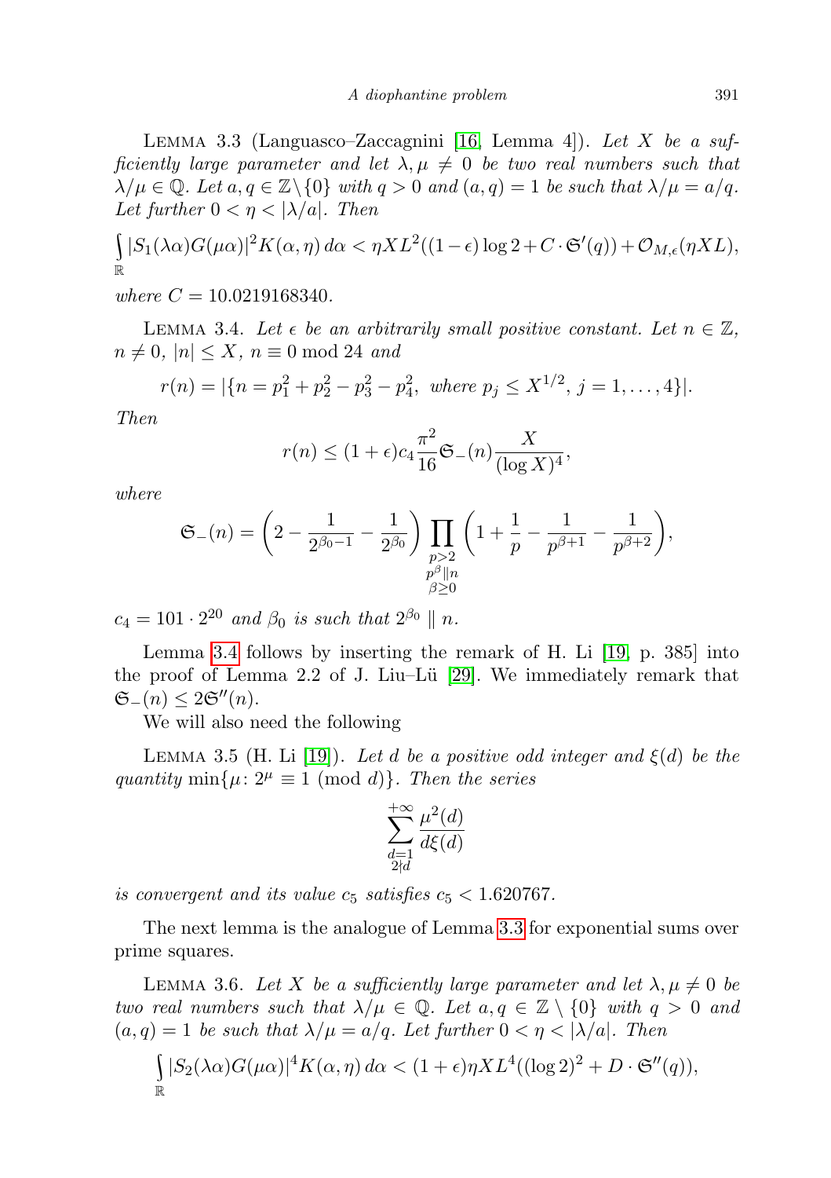LEMMA 3.3 (Languasco–Zaccagnini [16, Lemma 4]). *Let $X$ be a sufficiently large parameter and let $\lambda, \mu \neq 0$ be two real numbers such that $\lambda/\mu \in \mathbb{Q}$. Let $a, q \in \mathbb{Z}\setminus\{0\}$ with $q > 0$ and $(a,q) = 1$ be such that $\lambda/\mu = a/q$. Let further $0 < \eta < |\lambda/a|$. Then*

$$\int_{\mathbb{R}} |S_1(\lambda\alpha)G(\mu\alpha)|^2 K(\alpha,\eta)\, d\alpha < \eta X L^2((1-\epsilon)\log 2 + C\cdot \mathfrak{S}'(q)) + \mathcal{O}_{M,\epsilon}(\eta X L),$$

*where $C = 10.0219168340$.*

LEMMA 3.4. *Let $\epsilon$ be an arbitrarily small positive constant. Let $n \in \mathbb{Z}$, $n \neq 0$, $|n| \leq X$, $n \equiv 0 \bmod 24$ and*

$$r(n) = |\{n = p_1^2 + p_2^2 - p_3^2 - p_4^2,\ \text{where } p_j \leq X^{1/2},\ j = 1,\ldots,4\}|.$$

*Then*

$$r(n) \leq (1+\epsilon) c_4 \frac{\pi^2}{16} \mathfrak{S}_-(n) \frac{X}{(\log X)^4},$$

*where*

$$\mathfrak{S}_-(n) = \left(2 - \frac{1}{2^{\beta_0 - 1}} - \frac{1}{2^{\beta_0}}\right) \prod_{\substack{p>2 \\ p^\beta \| n \\ \beta \geq 0}} \left(1 + \frac{1}{p} - \frac{1}{p^{\beta+1}} - \frac{1}{p^{\beta+2}}\right),$$

*$c_4 = 101 \cdot 2^{20}$ and $\beta_0$ is such that $2^{\beta_0} \parallel n$.*

Lemma 3.4 follows by inserting the remark of H. Li [19, p. 385] into the proof of Lemma 2.2 of J. Liu–Lü [29]. We immediately remark that $\mathfrak{S}_-(n) \leq 2\mathfrak{S}''(n)$.

We will also need the following

LEMMA 3.5 (H. Li [19]). *Let $d$ be a positive odd integer and $\xi(d)$ be the quantity $\min\{\mu\colon 2^\mu \equiv 1 \pmod d\}$. Then the series*

$$\sum_{\substack{d=1 \\ 2\nmid d}}^{+\infty} \frac{\mu^2(d)}{d\xi(d)}$$

*is convergent and its value $c_5$ satisfies $c_5 < 1.620767$.*

The next lemma is the analogue of Lemma 3.3 for exponential sums over prime squares.

LEMMA 3.6. *Let $X$ be a sufficiently large parameter and let $\lambda, \mu \neq 0$ be two real numbers such that $\lambda/\mu \in \mathbb{Q}$. Let $a, q \in \mathbb{Z}\setminus\{0\}$ with $q > 0$ and $(a,q) = 1$ be such that $\lambda/\mu = a/q$. Let further $0 < \eta < |\lambda/a|$. Then*

$$\int_{\mathbb{R}} |S_2(\lambda\alpha)G(\mu\alpha)|^4 K(\alpha,\eta)\, d\alpha < (1+\epsilon)\eta X L^4((\log 2)^2 + D\cdot \mathfrak{S}''(q)),$$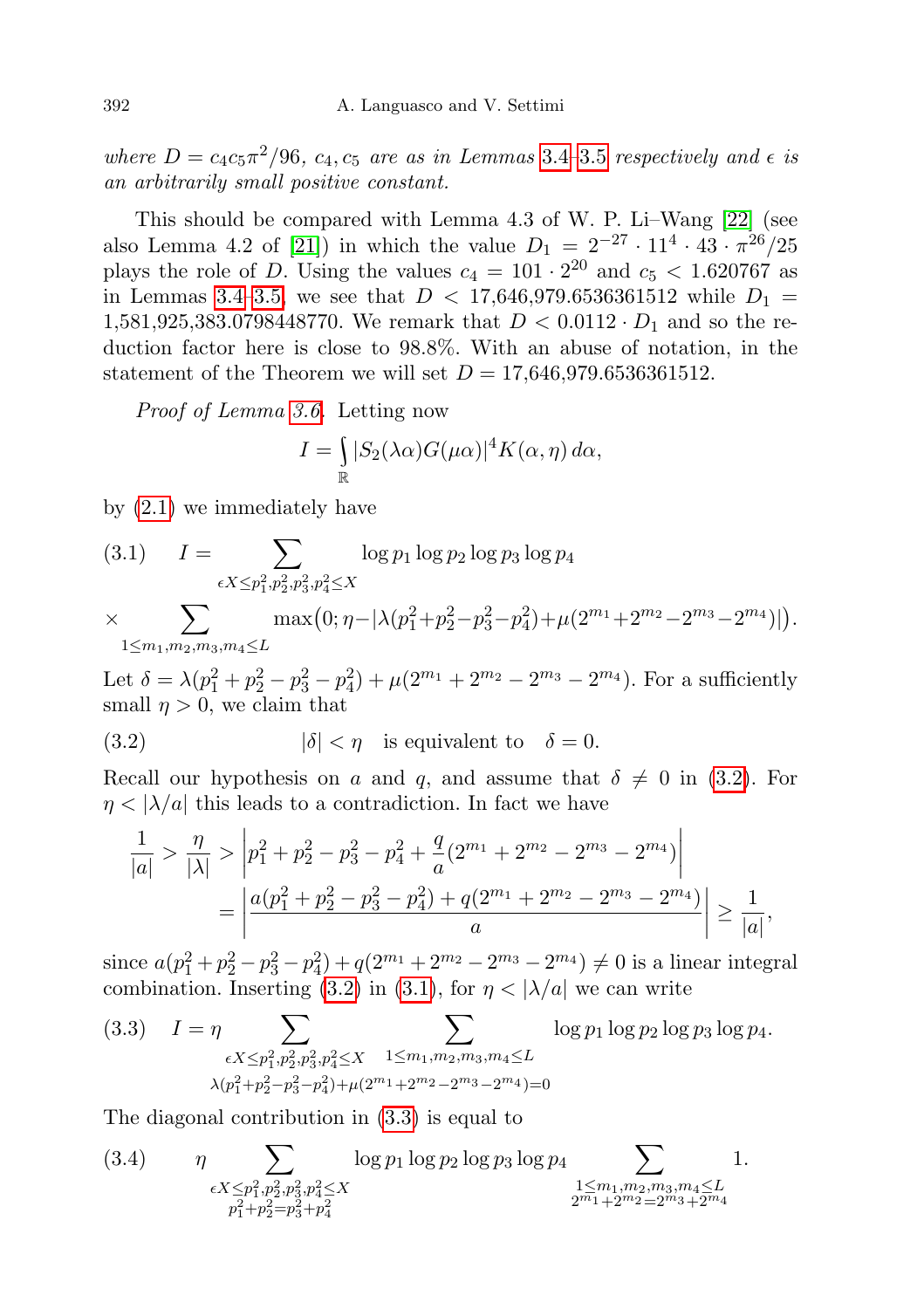*where $D = c_4 c_5 \pi^2/96$, $c_4, c_5$ are as in Lemmas 3.4–3.5 respectively and $\epsilon$ is an arbitrarily small positive constant.*

This should be compared with Lemma 4.3 of W. P. Li–Wang [22] (see also Lemma 4.2 of [21]) in which the value $D_1 = 2^{-27} \cdot 11^4 \cdot 43 \cdot \pi^{26}/25$ plays the role of $D$. Using the values $c_4 = 101 \cdot 2^{20}$ and $c_5 < 1.620767$ as in Lemmas 3.4–3.5, we see that $D < 17{,}646{,}979.6536361512$ while $D_1 = 1{,}581{,}925{,}383.0798448770$. We remark that $D < 0.0112 \cdot D_1$ and so the reduction factor here is close to 98.8%. With an abuse of notation, in the statement of the Theorem we will set $D = 17{,}646{,}979.6536361512$.

*Proof of Lemma 3.6.* Letting now

$$I = \int_{\mathbb{R}} |S_2(\lambda\alpha) G(\mu\alpha)|^4 K(\alpha, \eta)\, d\alpha,$$

by (2.1) we immediately have

$$I = \sum_{\epsilon X \le p_1^2, p_2^2, p_3^2, p_4^2 \le X} \log p_1 \log p_2 \log p_3 \log p_4 \tag{3.1}$$
$$\times \sum_{1 \le m_1, m_2, m_3, m_4 \le L} \max\bigl(0; \eta - |\lambda(p_1^2 + p_2^2 - p_3^2 - p_4^2) + \mu(2^{m_1} + 2^{m_2} - 2^{m_3} - 2^{m_4})|\bigr).$$

Let $\delta = \lambda(p_1^2 + p_2^2 - p_3^2 - p_4^2) + \mu(2^{m_1} + 2^{m_2} - 2^{m_3} - 2^{m_4})$. For a sufficiently small $\eta > 0$, we claim that

$$|\delta| < \eta \quad \text{is equivalent to} \quad \delta = 0. \tag{3.2}$$

Recall our hypothesis on $a$ and $q$, and assume that $\delta \ne 0$ in (3.2). For $\eta < |\lambda/a|$ this leads to a contradiction. In fact we have

$$\begin{aligned}
\frac{1}{|a|} > \frac{\eta}{|\lambda|} &> \left| p_1^2 + p_2^2 - p_3^2 - p_4^2 + \frac{q}{a}(2^{m_1} + 2^{m_2} - 2^{m_3} - 2^{m_4}) \right| \\
&= \left| \frac{a(p_1^2 + p_2^2 - p_3^2 - p_4^2) + q(2^{m_1} + 2^{m_2} - 2^{m_3} - 2^{m_4})}{a} \right| \ge \frac{1}{|a|},
\end{aligned}$$

since $a(p_1^2 + p_2^2 - p_3^2 - p_4^2) + q(2^{m_1} + 2^{m_2} - 2^{m_3} - 2^{m_4}) \ne 0$ is a linear integral combination. Inserting (3.2) in (3.1), for $\eta < |\lambda/a|$ we can write

$$I = \eta \sum_{\substack{\epsilon X \le p_1^2, p_2^2, p_3^2, p_4^2 \le X \\ \lambda(p_1^2 + p_2^2 - p_3^2 - p_4^2) + \mu(2^{m_1} + 2^{m_2} - 2^{m_3} - 2^{m_4}) = 0}} \sum_{1 \le m_1, m_2, m_3, m_4 \le L} \log p_1 \log p_2 \log p_3 \log p_4. \tag{3.3}$$

The diagonal contribution in (3.3) is equal to

$$\eta \sum_{\substack{\epsilon X \le p_1^2, p_2^2, p_3^2, p_4^2 \le X \\ p_1^2 + p_2^2 = p_3^2 + p_4^2}} \log p_1 \log p_2 \log p_3 \log p_4 \sum_{\substack{1 \le m_1, m_2, m_3, m_4 \le L \\ 2^{m_1} + 2^{m_2} = 2^{m_3} + 2^{m_4}}} 1. \tag{3.4}$$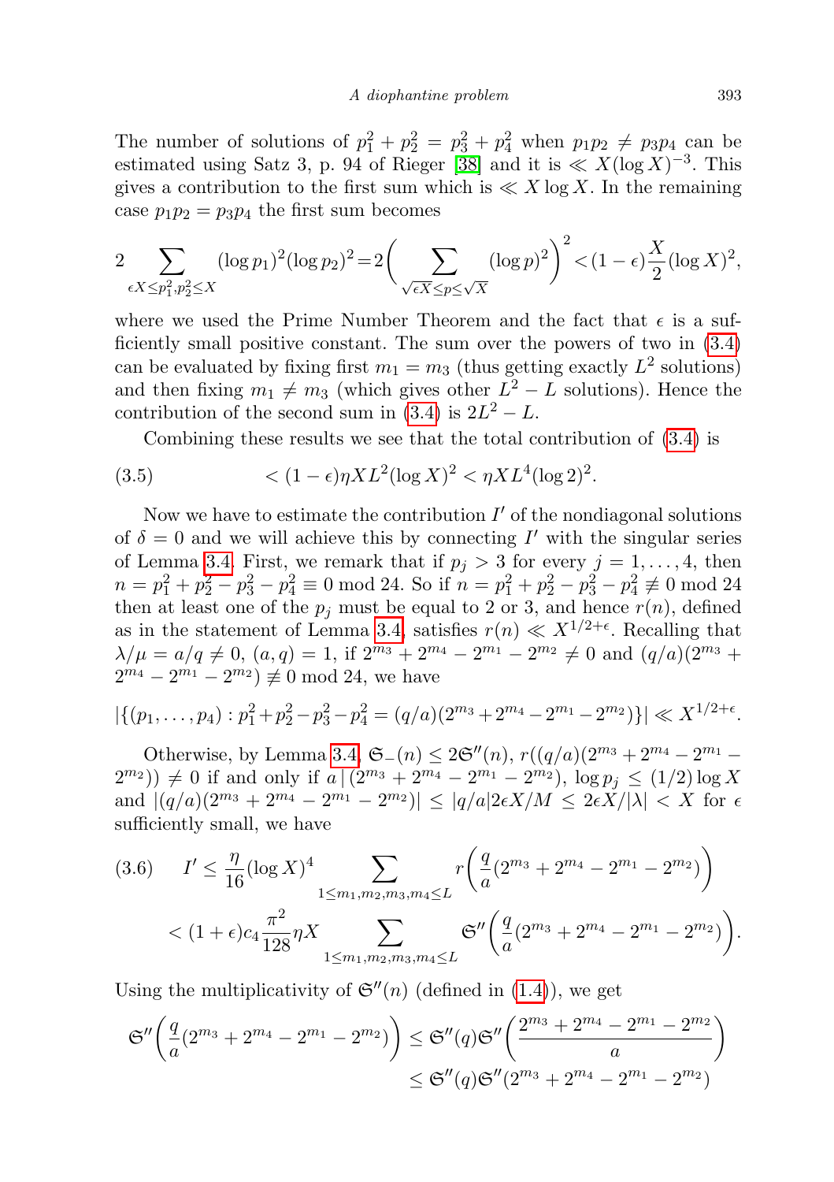The number of solutions of $p_1^2 + p_2^2 = p_3^2 + p_4^2$ when $p_1p_2 \neq p_3p_4$ can be estimated using Satz 3, p. 94 of Rieger [38] and it is $\ll X(\log X)^{-3}$. This gives a contribution to the first sum which is $\ll X \log X$. In the remaining case $p_1p_2 = p_3p_4$ the first sum becomes

$$2 \sum_{\epsilon X \le p_1^2, p_2^2 \le X} (\log p_1)^2 (\log p_2)^2 = 2\bigg(\sum_{\sqrt{\epsilon X} \le p \le \sqrt{X}} (\log p)^2\bigg)^2 < (1-\epsilon)\frac{X}{2}(\log X)^2,$$

where we used the Prime Number Theorem and the fact that $\epsilon$ is a sufficiently small positive constant. The sum over the powers of two in (3.4) can be evaluated by fixing first $m_1 = m_3$ (thus getting exactly $L^2$ solutions) and then fixing $m_1 \neq m_3$ (which gives other $L^2 - L$ solutions). Hence the contribution of the second sum in (3.4) is $2L^2 - L$.

Combining these results we see that the total contribution of (3.4) is

$$< (1-\epsilon)\eta X L^2 (\log X)^2 < \eta X L^4 (\log 2)^2. \tag{3.5}$$

Now we have to estimate the contribution $I'$ of the nondiagonal solutions of $\delta = 0$ and we will achieve this by connecting $I'$ with the singular series of Lemma 3.4. First, we remark that if $p_j > 3$ for every $j = 1, \dots, 4$, then $n = p_1^2 + p_2^2 - p_3^2 - p_4^2 \equiv 0 \bmod 24$. So if $n = p_1^2 + p_2^2 - p_3^2 - p_4^2 \not\equiv 0 \bmod 24$ then at least one of the $p_j$ must be equal to 2 or 3, and hence $r(n)$, defined as in the statement of Lemma 3.4, satisfies $r(n) \ll X^{1/2+\epsilon}$. Recalling that $\lambda/\mu = a/q \neq 0$, $(a,q) = 1$, if $2^{m_3} + 2^{m_4} - 2^{m_1} - 2^{m_2} \neq 0$ and $(q/a)(2^{m_3} + 2^{m_4} - 2^{m_1} - 2^{m_2}) \not\equiv 0 \bmod 24$, we have

$$|\{(p_1, \dots, p_4) : p_1^2 + p_2^2 - p_3^2 - p_4^2 = (q/a)(2^{m_3} + 2^{m_4} - 2^{m_1} - 2^{m_2})\}| \ll X^{1/2+\epsilon}.$$

Otherwise, by Lemma 3.4, $\mathfrak{S}_-(n) \le 2\mathfrak{S}''(n)$, $r((q/a)(2^{m_3} + 2^{m_4} - 2^{m_1} - 2^{m_2})) \neq 0$ if and only if $a \mid (2^{m_3} + 2^{m_4} - 2^{m_1} - 2^{m_2})$, $\log p_j \le (1/2)\log X$ and $|(q/a)(2^{m_3} + 2^{m_4} - 2^{m_1} - 2^{m_2})| \le |q/a| 2\epsilon X/M \le 2\epsilon X/|\lambda| < X$ for $\epsilon$ sufficiently small, we have

$$\begin{aligned} I' &\le \frac{\eta}{16}(\log X)^4 \sum_{1 \le m_1, m_2, m_3, m_4 \le L} r\bigg(\frac{q}{a}(2^{m_3} + 2^{m_4} - 2^{m_1} - 2^{m_2})\bigg) \\ &< (1+\epsilon) c_4 \frac{\pi^2}{128} \eta X \sum_{1 \le m_1, m_2, m_3, m_4 \le L} \mathfrak{S}''\bigg(\frac{q}{a}(2^{m_3} + 2^{m_4} - 2^{m_1} - 2^{m_2})\bigg). \end{aligned} \tag{3.6}$$

Using the multiplicativity of $\mathfrak{S}''(n)$ (defined in (1.4)), we get

$$\begin{aligned} \mathfrak{S}''\bigg(\frac{q}{a}(2^{m_3} + 2^{m_4} - 2^{m_1} - 2^{m_2})\bigg) &\le \mathfrak{S}''(q)\mathfrak{S}''\bigg(\frac{2^{m_3} + 2^{m_4} - 2^{m_1} - 2^{m_2}}{a}\bigg) \\ &\le \mathfrak{S}''(q)\mathfrak{S}''(2^{m_3} + 2^{m_4} - 2^{m_1} - 2^{m_2}) \end{aligned}$$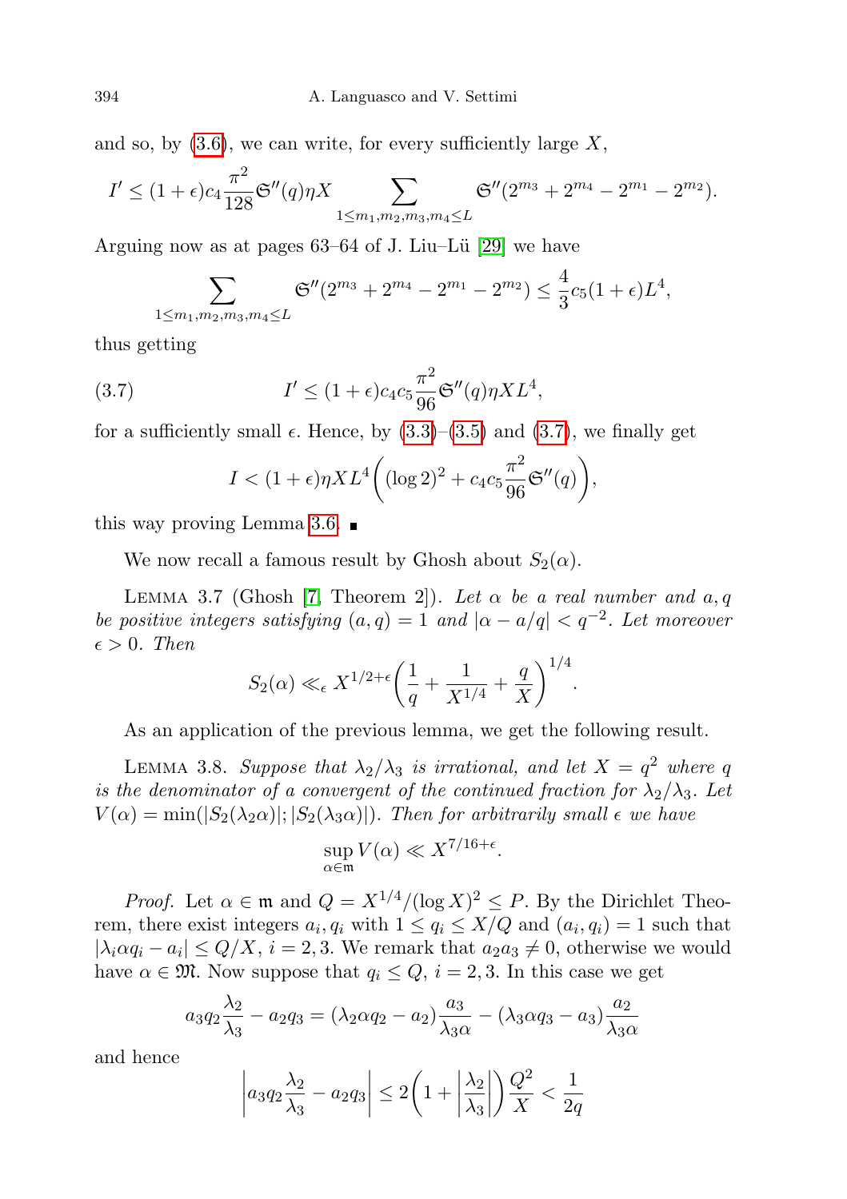and so, by (3.6), we can write, for every sufficiently large $X$,

$$I' \leq (1+\epsilon)c_4 \frac{\pi^2}{128}\mathfrak{S}''(q)\eta X \sum_{1\leq m_1,m_2,m_3,m_4\leq L} \mathfrak{S}''(2^{m_3}+2^{m_4}-2^{m_1}-2^{m_2}).$$

Arguing now as at pages 63–64 of J. Liu–Lü [29] we have

$$\sum_{1\leq m_1,m_2,m_3,m_4\leq L} \mathfrak{S}''(2^{m_3}+2^{m_4}-2^{m_1}-2^{m_2}) \leq \frac{4}{3}c_5(1+\epsilon)L^4,$$

thus getting

$$I' \leq (1+\epsilon)c_4c_5\frac{\pi^2}{96}\mathfrak{S}''(q)\eta X L^4, \tag{3.7}$$

for a sufficiently small $\epsilon$. Hence, by (3.3)–(3.5) and (3.7), we finally get

$$I < (1+\epsilon)\eta X L^4\bigg((\log 2)^2 + c_4c_5\frac{\pi^2}{96}\mathfrak{S}''(q)\bigg),$$

this way proving Lemma 3.6. ∎

We now recall a famous result by Ghosh about $S_2(\alpha)$.

Lemma 3.7 (Ghosh [7, Theorem 2]). *Let $\alpha$ be a real number and $a, q$ be positive integers satisfying $(a,q)=1$ and $|\alpha - a/q| < q^{-2}$. Let moreover $\epsilon > 0$. Then*

$$S_2(\alpha) \ll_\epsilon X^{1/2+\epsilon}\bigg(\frac{1}{q}+\frac{1}{X^{1/4}}+\frac{q}{X}\bigg)^{1/4}.$$

As an application of the previous lemma, we get the following result.

Lemma 3.8. *Suppose that $\lambda_2/\lambda_3$ is irrational, and let $X = q^2$ where $q$ is the denominator of a convergent of the continued fraction for $\lambda_2/\lambda_3$. Let $V(\alpha) = \min(|S_2(\lambda_2\alpha)|; |S_2(\lambda_3\alpha)|)$. Then for arbitrarily small $\epsilon$ we have*

$$\sup_{\alpha\in\mathfrak{m}} V(\alpha) \ll X^{7/16+\epsilon}.$$

*Proof.* Let $\alpha \in \mathfrak{m}$ and $Q = X^{1/4}/(\log X)^2 \leq P$. By the Dirichlet Theorem, there exist integers $a_i, q_i$ with $1 \leq q_i \leq X/Q$ and $(a_i, q_i) = 1$ such that $|\lambda_i\alpha q_i - a_i| \leq Q/X$, $i = 2, 3$. We remark that $a_2a_3 \neq 0$, otherwise we would have $\alpha \in \mathfrak{M}$. Now suppose that $q_i \leq Q$, $i = 2, 3$. In this case we get

$$a_3q_2\frac{\lambda_2}{\lambda_3} - a_2q_3 = (\lambda_2\alpha q_2 - a_2)\frac{a_3}{\lambda_3\alpha} - (\lambda_3\alpha q_3 - a_3)\frac{a_2}{\lambda_3\alpha}$$

and hence

$$\bigg|a_3q_2\frac{\lambda_2}{\lambda_3} - a_2q_3\bigg| \leq 2\bigg(1+\bigg|\frac{\lambda_2}{\lambda_3}\bigg|\bigg)\frac{Q^2}{X} < \frac{1}{2q}$$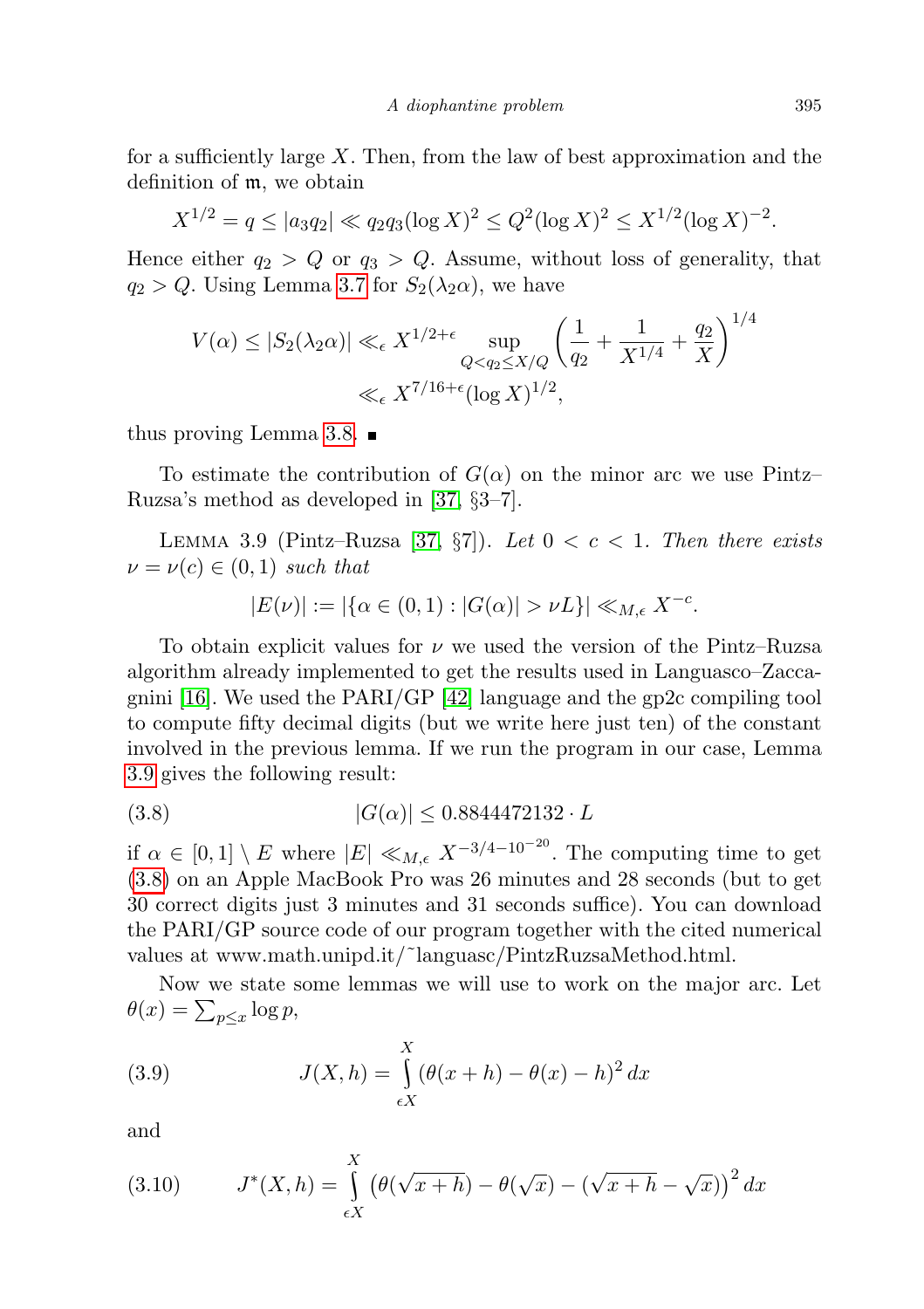for a sufficiently large $X$. Then, from the law of best approximation and the definition of $\mathfrak{m}$, we obtain

$$X^{1/2} = q \le |a_3 q_2| \ll q_2 q_3 (\log X)^2 \le Q^2 (\log X)^2 \le X^{1/2} (\log X)^{-2}.$$

Hence either $q_2 > Q$ or $q_3 > Q$. Assume, without loss of generality, that $q_2 > Q$. Using Lemma 3.7 for $S_2(\lambda_2 \alpha)$, we have

$$\begin{aligned} V(\alpha) \le |S_2(\lambda_2\alpha)| &\ll_\epsilon X^{1/2+\epsilon} \sup_{Q < q_2 \le X/Q} \left( \frac{1}{q_2} + \frac{1}{X^{1/4}} + \frac{q_2}{X} \right)^{1/4} \\ &\ll_\epsilon X^{7/16+\epsilon} (\log X)^{1/2}, \end{aligned}$$

thus proving Lemma 3.8. ∎

To estimate the contribution of $G(\alpha)$ on the minor arc we use Pintz–Ruzsa's method as developed in [37, §3–7].

Lemma 3.9 (Pintz–Ruzsa [37, §7]). *Let $0 < c < 1$. Then there exists $\nu = \nu(c) \in (0, 1)$ such that*

$$|E(\nu)| := |\{\alpha \in (0,1) : |G(\alpha)| > \nu L\}| \ll_{M,\epsilon} X^{-c}.$$

To obtain explicit values for $\nu$ we used the version of the Pintz–Ruzsa algorithm already implemented to get the results used in Languasco–Zaccagnini [16]. We used the PARI/GP [42] language and the gp2c compiling tool to compute fifty decimal digits (but we write here just ten) of the constant involved in the previous lemma. If we run the program in our case, Lemma 3.9 gives the following result:

$$|G(\alpha)| \le 0.8844472132 \cdot L \tag{3.8}$$

if $\alpha \in [0,1] \setminus E$ where $|E| \ll_{M,\epsilon} X^{-3/4-10^{-20}}$. The computing time to get (3.8) on an Apple MacBook Pro was 26 minutes and 28 seconds (but to get 30 correct digits just 3 minutes and 31 seconds suffice). You can download the PARI/GP source code of our program together with the cited numerical values at www.math.unipd.it/˜languasc/PintzRuzsaMethod.html.

Now we state some lemmas we will use to work on the major arc. Let $\theta(x) = \sum_{p \le x} \log p$,

$$J(X,h) = \int_{\epsilon X}^{X} (\theta(x+h) - \theta(x) - h)^2 \, dx \tag{3.9}$$

and

$$J^*(X,h) = \int_{\epsilon X}^{X} \left(\theta(\sqrt{x+h}) - \theta(\sqrt{x}) - (\sqrt{x+h} - \sqrt{x})\right)^2 dx \tag{3.10}$$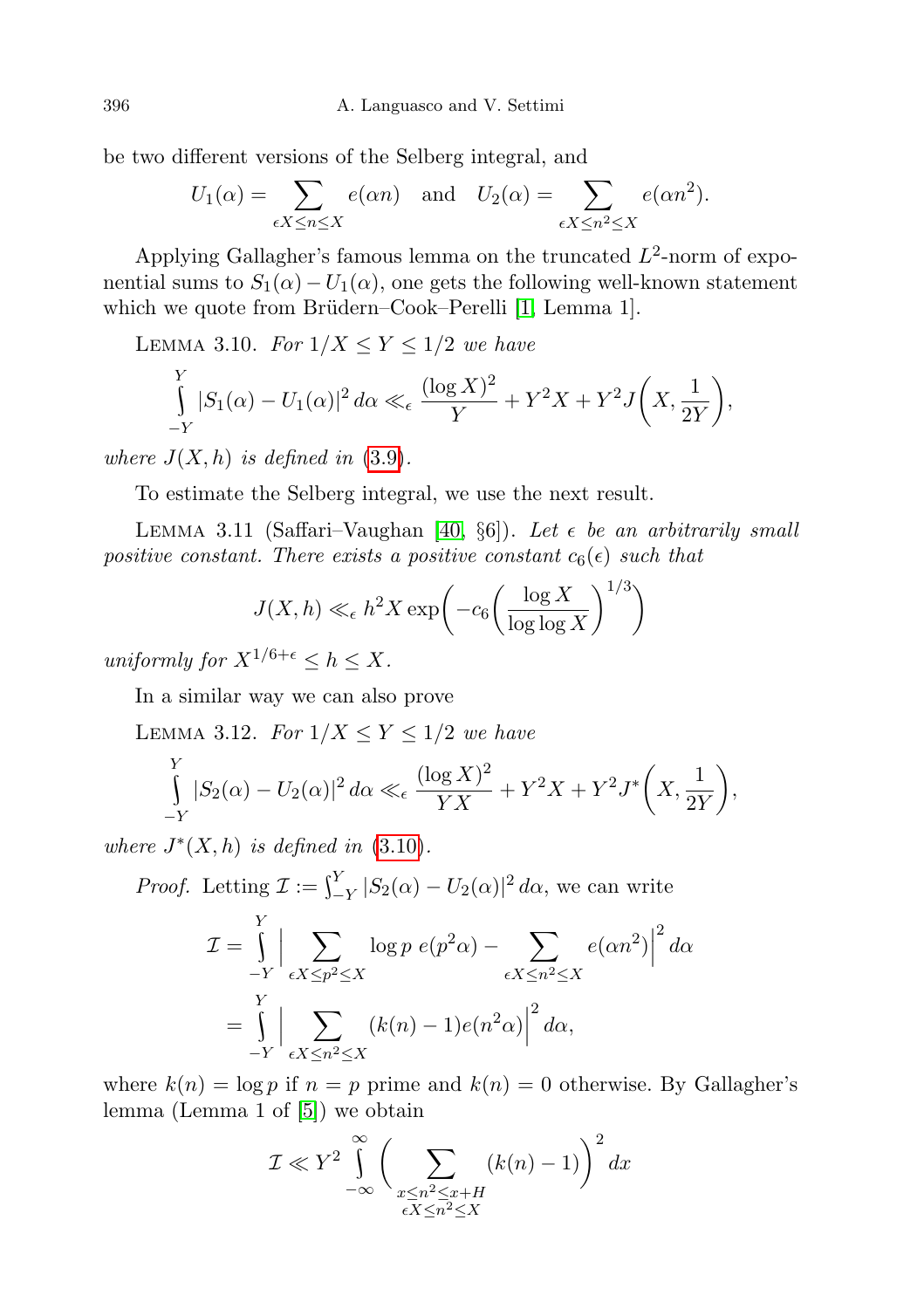be two different versions of the Selberg integral, and

$$U_1(\alpha) = \sum_{\epsilon X \le n \le X} e(\alpha n) \quad \text{and} \quad U_2(\alpha) = \sum_{\epsilon X \le n^2 \le X} e(\alpha n^2).$$

Applying Gallagher's famous lemma on the truncated $L^2$-norm of exponential sums to $S_1(\alpha) - U_1(\alpha)$, one gets the following well-known statement which we quote from Brüdern–Cook–Perelli [1, Lemma 1].

Lemma 3.10. *For $1/X \le Y \le 1/2$ we have*

$$\int_{-Y}^{Y} |S_1(\alpha) - U_1(\alpha)|^2 \, d\alpha \ll_\epsilon \frac{(\log X)^2}{Y} + Y^2 X + Y^2 J\left(X, \frac{1}{2Y}\right),$$

*where $J(X,h)$ is defined in (3.9).*

To estimate the Selberg integral, we use the next result.

Lemma 3.11 (Saffari–Vaughan [40, §6]). *Let $\epsilon$ be an arbitrarily small positive constant. There exists a positive constant $c_6(\epsilon)$ such that*

$$J(X,h) \ll_\epsilon h^2 X \exp\left(-c_6\left(\frac{\log X}{\log\log X}\right)^{1/3}\right)$$

*uniformly for $X^{1/6+\epsilon} \le h \le X$.*

In a similar way we can also prove

Lemma 3.12. *For $1/X \le Y \le 1/2$ we have*

$$\int_{-Y}^{Y} |S_2(\alpha) - U_2(\alpha)|^2 \, d\alpha \ll_\epsilon \frac{(\log X)^2}{YX} + Y^2 X + Y^2 J^*\left(X, \frac{1}{2Y}\right),$$

*where $J^*(X,h)$ is defined in (3.10).*

*Proof.* Letting $\mathcal{I} := \int_{-Y}^{Y} |S_2(\alpha) - U_2(\alpha)|^2 \, d\alpha$, we can write

$$\begin{aligned}
\mathcal{I} &= \int_{-Y}^{Y} \Big| \sum_{\epsilon X \le p^2 \le X} \log p \; e(p^2\alpha) - \sum_{\epsilon X \le n^2 \le X} e(\alpha n^2) \Big|^2 \, d\alpha \\
&= \int_{-Y}^{Y} \Big| \sum_{\epsilon X \le n^2 \le X} (k(n) - 1) e(n^2\alpha) \Big|^2 \, d\alpha,
\end{aligned}$$

where $k(n) = \log p$ if $n = p$ prime and $k(n) = 0$ otherwise. By Gallagher's lemma (Lemma 1 of [5]) we obtain

$$\mathcal{I} \ll Y^2 \int_{-\infty}^{\infty} \Big( \sum_{\substack{x \le n^2 \le x+H \\ \epsilon X \le n^2 \le X}} (k(n) - 1) \Big)^2 \, dx$$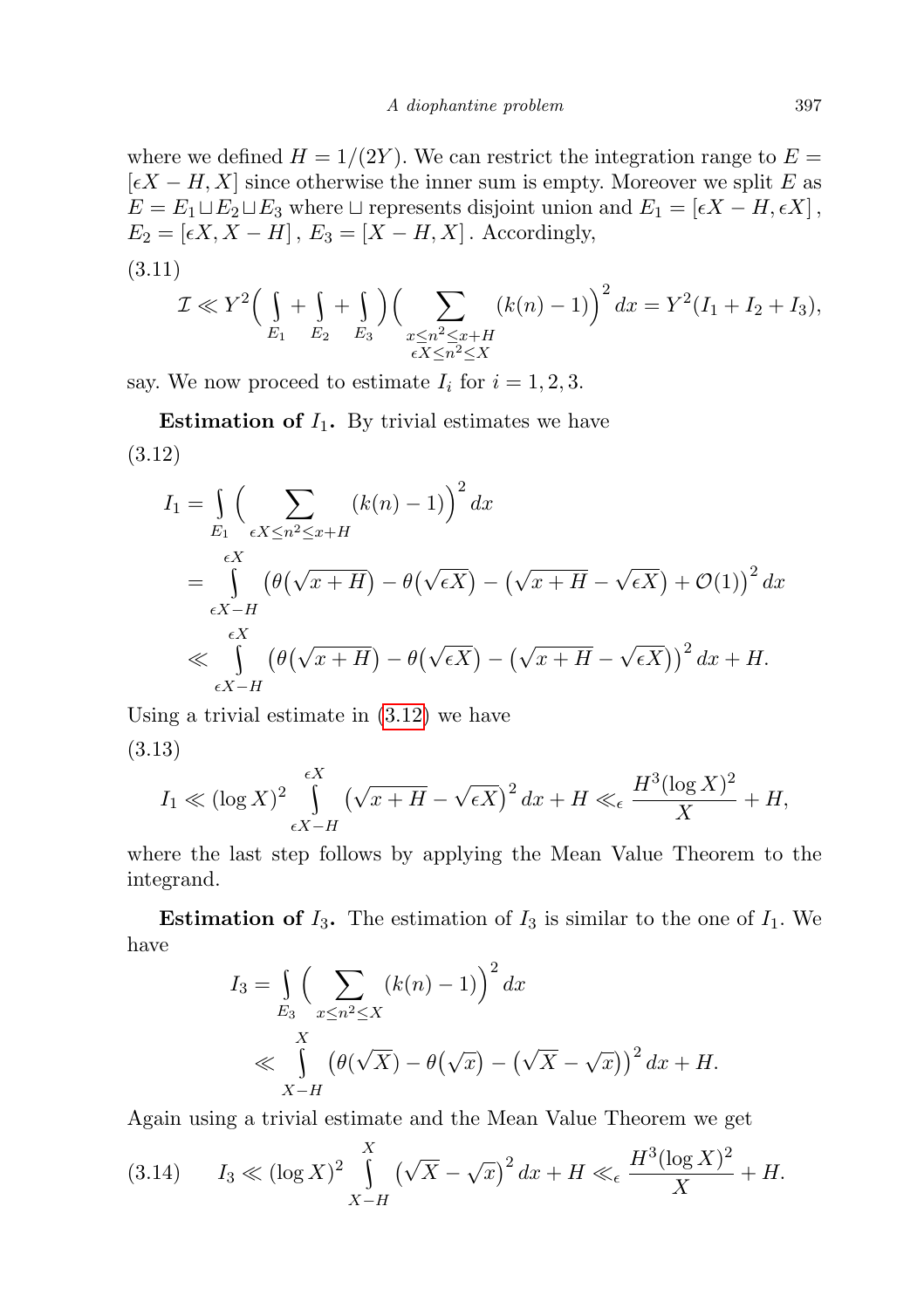where we defined $H = 1/(2Y)$. We can restrict the integration range to $E = [\epsilon X - H, X]$ since otherwise the inner sum is empty. Moreover we split $E$ as $E = E_1 \sqcup E_2 \sqcup E_3$ where $\sqcup$ represents disjoint union and $E_1 = [\epsilon X - H, \epsilon X]$, $E_2 = [\epsilon X, X - H]$, $E_3 = [X - H, X]$. Accordingly,

(3.11)
$$\mathcal{I} \ll Y^2 \Big( \int_{E_1} + \int_{E_2} + \int_{E_3} \Big) \Big( \sum_{\substack{x \le n^2 \le x+H \\ \epsilon X \le n^2 \le X}} (k(n) - 1) \Big)^2 dx = Y^2 (I_1 + I_2 + I_3),$$

say. We now proceed to estimate $I_i$ for $i = 1, 2, 3$.

**Estimation of $I_1$.** By trivial estimates we have

(3.12)
$$\begin{aligned} I_1 &= \int_{E_1} \Big( \sum_{\epsilon X \le n^2 \le x+H} (k(n) - 1) \Big)^2 dx \\ &= \int_{\epsilon X - H}^{\epsilon X} \big( \theta(\sqrt{x+H}) - \theta(\sqrt{\epsilon X}) - (\sqrt{x+H} - \sqrt{\epsilon X}) + \mathcal{O}(1) \big)^2 dx \\ &\ll \int_{\epsilon X - H}^{\epsilon X} \big( \theta(\sqrt{x+H}) - \theta(\sqrt{\epsilon X}) - (\sqrt{x+H} - \sqrt{\epsilon X}) \big)^2 dx + H. \end{aligned}$$

Using a trivial estimate in (3.12) we have

(3.13)
$$I_1 \ll (\log X)^2 \int_{\epsilon X - H}^{\epsilon X} \big( \sqrt{x+H} - \sqrt{\epsilon X} \big)^2 dx + H \ll_\epsilon \frac{H^3 (\log X)^2}{X} + H,$$

where the last step follows by applying the Mean Value Theorem to the integrand.

**Estimation of $I_3$.** The estimation of $I_3$ is similar to the one of $I_1$. We have

$$\begin{aligned} I_3 &= \int_{E_3} \Big( \sum_{x \le n^2 \le X} (k(n) - 1) \Big)^2 dx \\ &\ll \int_{X-H}^{X} \big( \theta(\sqrt{X}) - \theta(\sqrt{x}) - (\sqrt{X} - \sqrt{x}) \big)^2 dx + H. \end{aligned}$$

Again using a trivial estimate and the Mean Value Theorem we get

(3.14)
$$I_3 \ll (\log X)^2 \int_{X-H}^{X} \big( \sqrt{X} - \sqrt{x} \big)^2 dx + H \ll_\epsilon \frac{H^3 (\log X)^2}{X} + H.$$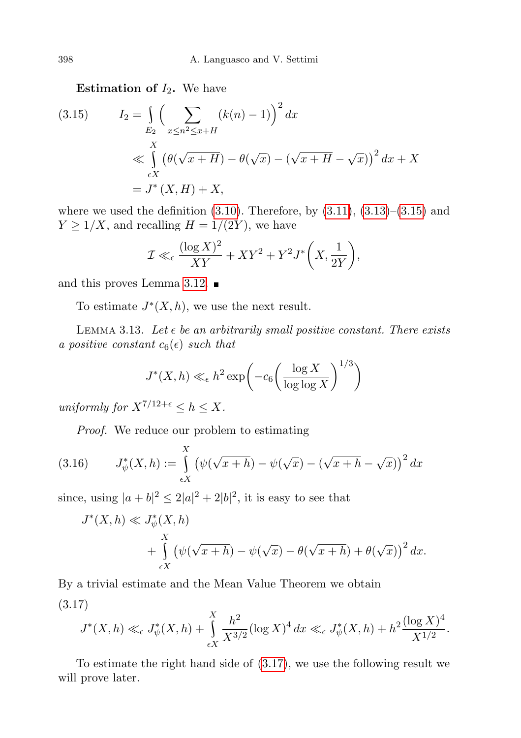**Estimation of $I_2$.** We have

$$
\begin{aligned}
I_2 &= \int_{E_2} \Big( \sum_{x \le n^2 \le x+H} (k(n) - 1) \Big)^2 \, dx \\
&\ll \int_{\epsilon X}^{X} \big( \theta(\sqrt{x+H}) - \theta(\sqrt{x}) - (\sqrt{x+H} - \sqrt{x}) \big)^2 \, dx + X \\
&= J^*(X, H) + X,
\end{aligned}
\tag{3.15}
$$

where we used the definition (3.10). Therefore, by (3.11), (3.13)–(3.15) and $Y \ge 1/X$, and recalling $H = 1/(2Y)$, we have

$$
\mathcal{I} \ll_\epsilon \frac{(\log X)^2}{XY} + XY^2 + Y^2 J^*\Big(X, \frac{1}{2Y}\Big),
$$

and this proves Lemma 3.12. ∎

To estimate $J^*(X, h)$, we use the next result.

Lemma 3.13. *Let $\epsilon$ be an arbitrarily small positive constant. There exists a positive constant $c_6(\epsilon)$ such that*

$$
J^*(X, h) \ll_\epsilon h^2 \exp\bigg( -c_6 \Big( \frac{\log X}{\log \log X} \Big)^{1/3} \bigg)
$$

*uniformly for $X^{7/12+\epsilon} \le h \le X$.*

*Proof.* We reduce our problem to estimating

$$
J^*_\psi(X, h) := \int_{\epsilon X}^{X} \big( \psi(\sqrt{x+h}) - \psi(\sqrt{x}) - (\sqrt{x+h} - \sqrt{x}) \big)^2 \, dx
\tag{3.16}
$$

since, using $|a+b|^2 \le 2|a|^2 + 2|b|^2$, it is easy to see that

$$
\begin{aligned}
J^*(X, h) &\ll J^*_\psi(X, h) \\
&\quad + \int_{\epsilon X}^{X} \big( \psi(\sqrt{x+h}) - \psi(\sqrt{x}) - \theta(\sqrt{x+h}) + \theta(\sqrt{x}) \big)^2 \, dx.
\end{aligned}
$$

By a trivial estimate and the Mean Value Theorem we obtain

$$
J^*(X, h) \ll_\epsilon J^*_\psi(X, h) + \int_{\epsilon X}^{X} \frac{h^2}{X^{3/2}} (\log X)^4 \, dx \ll_\epsilon J^*_\psi(X, h) + h^2 \frac{(\log X)^4}{X^{1/2}}.
\tag{3.17}
$$

To estimate the right hand side of (3.17), we use the following result we will prove later.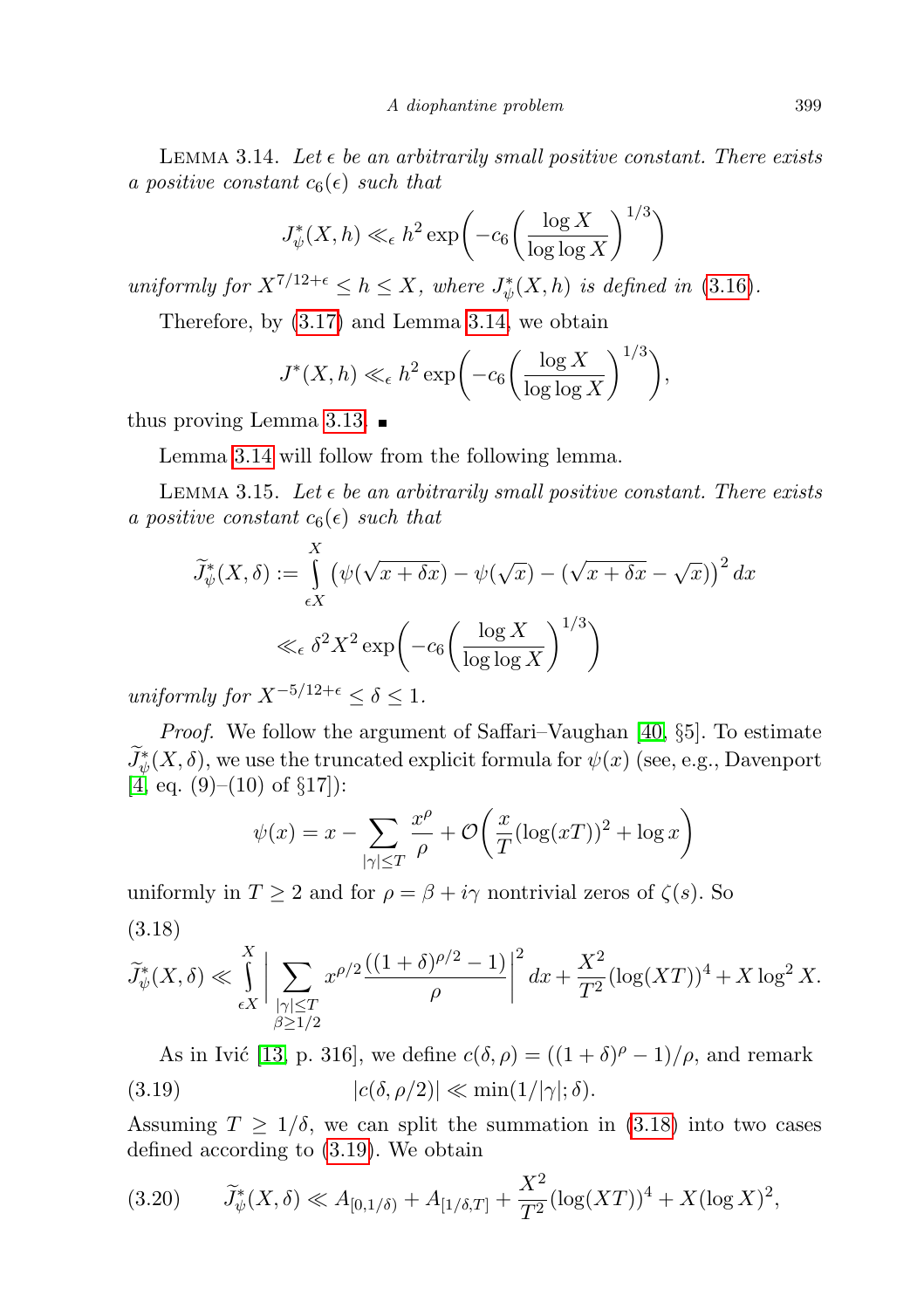LEMMA 3.14. *Let $\epsilon$ be an arbitrarily small positive constant. There exists a positive constant $c_6(\epsilon)$ such that*

$$J^*_\psi(X,h) \ll_\epsilon h^2 \exp\biggl(-c_6\biggl(\frac{\log X}{\log\log X}\biggr)^{1/3}\biggr)$$

*uniformly for $X^{7/12+\epsilon} \le h \le X$, where $J^*_\psi(X,h)$ is defined in* (3.16).

Therefore, by (3.17) and Lemma 3.14, we obtain

$$J^*(X,h) \ll_\epsilon h^2 \exp\biggl(-c_6\biggl(\frac{\log X}{\log\log X}\biggr)^{1/3}\biggr),$$

thus proving Lemma 3.13. ∎

Lemma 3.14 will follow from the following lemma.

LEMMA 3.15. *Let $\epsilon$ be an arbitrarily small positive constant. There exists a positive constant $c_6(\epsilon)$ such that*

$$\widetilde{J}^*_\psi(X,\delta) := \int\limits_{\epsilon X}^{X} \bigl(\psi(\sqrt{x+\delta x}) - \psi(\sqrt{x}) - (\sqrt{x+\delta x}-\sqrt{x})\bigr)^2\,dx$$
$$\ll_\epsilon \delta^2 X^2 \exp\biggl(-c_6\biggl(\frac{\log X}{\log\log X}\biggr)^{1/3}\biggr)$$

*uniformly for $X^{-5/12+\epsilon} \le \delta \le 1$.*

*Proof.* We follow the argument of Saffari–Vaughan [40, §5]. To estimate $\widetilde{J}^*_\psi(X,\delta)$, we use the truncated explicit formula for $\psi(x)$ (see, e.g., Davenport [4, eq. (9)–(10) of §17]):

$$\psi(x) = x - \sum_{|\gamma|\le T} \frac{x^\rho}{\rho} + \mathcal{O}\biggl(\frac{x}{T}(\log(xT))^2 + \log x\biggr)$$

uniformly in $T \ge 2$ and for $\rho = \beta + i\gamma$ nontrivial zeros of $\zeta(s)$. So

(3.18)
$$\widetilde{J}^*_\psi(X,\delta) \ll \int\limits_{\epsilon X}^{X} \biggl|\sum_{\substack{|\gamma|\le T\\ \beta\ge 1/2}} x^{\rho/2}\frac{((1+\delta)^{\rho/2}-1)}{\rho}\biggr|^2 dx + \frac{X^2}{T^2}(\log(XT))^4 + X\log^2 X.$$

As in Ivić [13, p. 316], we define $c(\delta,\rho) = ((1+\delta)^\rho - 1)/\rho$, and remark

$$|c(\delta,\rho/2)| \ll \min(1/|\gamma|;\delta). \tag{3.19}$$

Assuming $T \ge 1/\delta$, we can split the summation in (3.18) into two cases defined according to (3.19). We obtain

$$\widetilde{J}^*_\psi(X,\delta) \ll A_{[0,1/\delta)} + A_{[1/\delta,T]} + \frac{X^2}{T^2}(\log(XT))^4 + X(\log X)^2, \tag{3.20}$$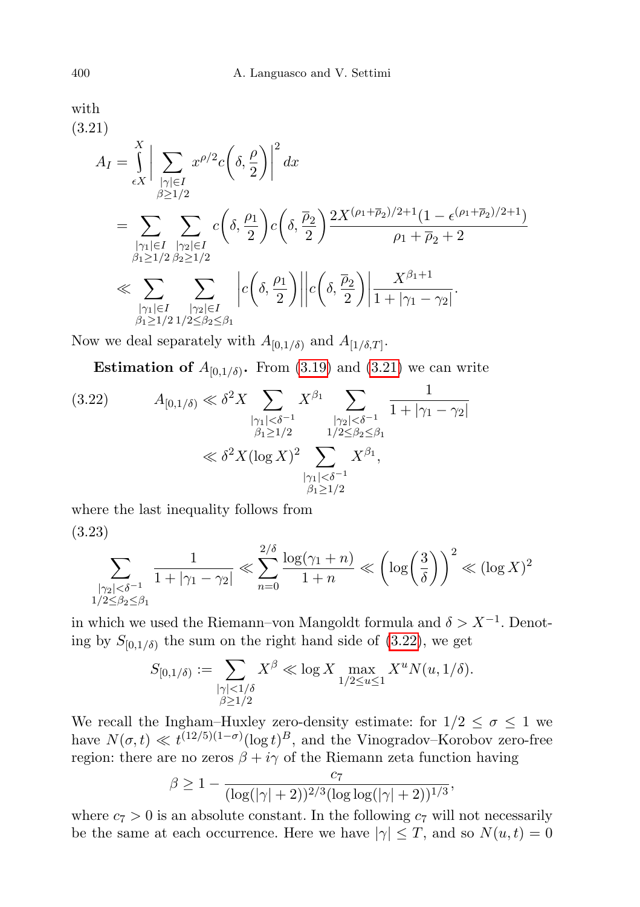with

(3.21)

$$
\begin{aligned}
A_I &= \int_{\epsilon X}^{X} \Big| \sum_{\substack{|\gamma|\in I\\ \beta\ge 1/2}} x^{\rho/2} c\Big(\delta, \frac{\rho}{2}\Big)\Big|^2 \, dx \\
&= \sum_{\substack{|\gamma_1|\in I\\ \beta_1\ge 1/2}} \sum_{\substack{|\gamma_2|\in I\\ \beta_2\ge 1/2}} c\Big(\delta, \frac{\rho_1}{2}\Big) c\Big(\delta, \frac{\overline{\rho}_2}{2}\Big) \frac{2X^{(\rho_1+\overline{\rho}_2)/2+1}(1-\epsilon^{(\rho_1+\overline{\rho}_2)/2+1})}{\rho_1+\overline{\rho}_2+2} \\
&\ll \sum_{\substack{|\gamma_1|\in I\\ \beta_1\ge 1/2}} \sum_{\substack{|\gamma_2|\in I\\ 1/2\le\beta_2\le\beta_1}} \Big| c\Big(\delta, \frac{\rho_1}{2}\Big)\Big| \Big| c\Big(\delta, \frac{\overline{\rho}_2}{2}\Big)\Big| \frac{X^{\beta_1+1}}{1+|\gamma_1-\gamma_2|}.
\end{aligned}
$$

Now we deal separately with $A_{[0,1/\delta)}$ and $A_{[1/\delta,T]}$.

**Estimation of $A_{[0,1/\delta)}$.** From (3.19) and (3.21) we can write

$$
\begin{aligned}
A_{[0,1/\delta)} &\ll \delta^2 X \sum_{\substack{|\gamma_1|<\delta^{-1}\\ \beta_1\ge 1/2}} X^{\beta_1} \sum_{\substack{|\gamma_2|<\delta^{-1}\\ 1/2\le\beta_2\le\beta_1}} \frac{1}{1+|\gamma_1-\gamma_2|} \\
&\ll \delta^2 X (\log X)^2 \sum_{\substack{|\gamma_1|<\delta^{-1}\\ \beta_1\ge 1/2}} X^{\beta_1},
\end{aligned}
\tag{3.22}
$$

where the last inequality follows from

(3.23)

$$
\sum_{\substack{|\gamma_2|<\delta^{-1}\\ 1/2\le\beta_2\le\beta_1}} \frac{1}{1+|\gamma_1-\gamma_2|} \ll \sum_{n=0}^{2/\delta} \frac{\log(\gamma_1+n)}{1+n} \ll \Big(\log\Big(\frac{3}{\delta}\Big)\Big)^2 \ll (\log X)^2
$$

in which we used the Riemann–von Mangoldt formula and $\delta > X^{-1}$. Denoting by $S_{[0,1/\delta)}$ the sum on the right hand side of (3.22), we get

$$
S_{[0,1/\delta)} := \sum_{\substack{|\gamma|<1/\delta\\ \beta\ge 1/2}} X^{\beta} \ll \log X \max_{1/2\le u\le 1} X^u N(u, 1/\delta).
$$

We recall the Ingham–Huxley zero-density estimate: for $1/2 \le \sigma \le 1$ we have $N(\sigma, t) \ll t^{(12/5)(1-\sigma)}(\log t)^B$, and the Vinogradov–Korobov zero-free region: there are no zeros $\beta + i\gamma$ of the Riemann zeta function having

$$
\beta \ge 1 - \frac{c_7}{(\log(|\gamma|+2))^{2/3}(\log\log(|\gamma|+2))^{1/3}},
$$

where $c_7 > 0$ is an absolute constant. In the following $c_7$ will not necessarily be the same at each occurrence. Here we have $|\gamma| \le T$, and so $N(u, t) = 0$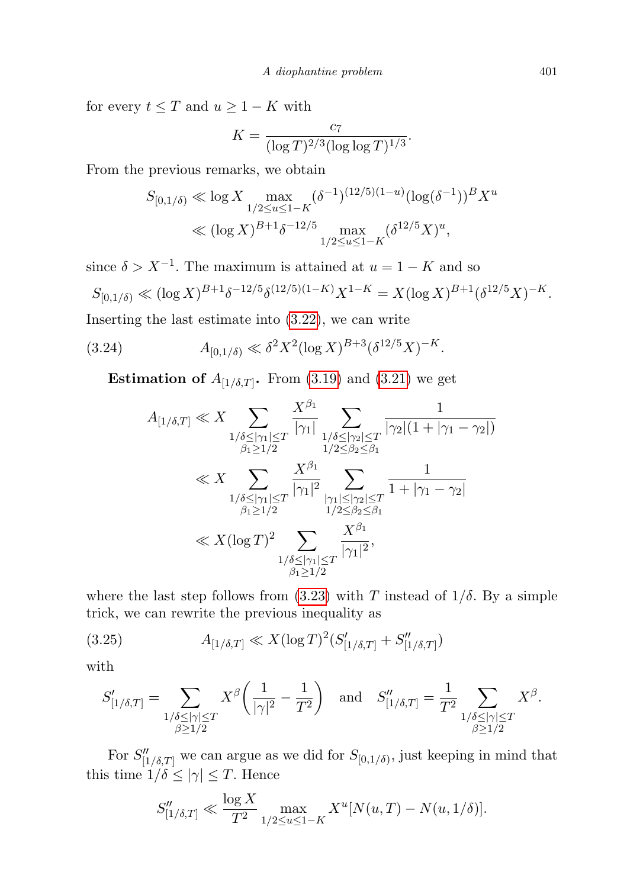for every $t \leq T$ and $u \geq 1 - K$ with

$$K = \frac{c_7}{(\log T)^{2/3}(\log\log T)^{1/3}}.$$

From the previous remarks, we obtain

$$\begin{aligned} S_{[0,1/\delta)} &\ll \log X \max_{1/2 \leq u \leq 1-K} (\delta^{-1})^{(12/5)(1-u)}(\log(\delta^{-1}))^B X^u \\ &\ll (\log X)^{B+1}\delta^{-12/5} \max_{1/2 \leq u \leq 1-K} (\delta^{12/5}X)^u, \end{aligned}$$

since $\delta > X^{-1}$. The maximum is attained at $u = 1 - K$ and so

$$S_{[0,1/\delta)} \ll (\log X)^{B+1}\delta^{-12/5}\delta^{(12/5)(1-K)}X^{1-K} = X(\log X)^{B+1}(\delta^{12/5}X)^{-K}.$$

Inserting the last estimate into (3.22), we can write

$$A_{[0,1/\delta)} \ll \delta^2 X^2 (\log X)^{B+3}(\delta^{12/5}X)^{-K}. \tag{3.24}$$

**Estimation of $A_{[1/\delta,T]}$.** From (3.19) and (3.21) we get

$$\begin{aligned} A_{[1/\delta,T]} &\ll X \sum_{\substack{1/\delta \leq |\gamma_1| \leq T \\ \beta_1 \geq 1/2}} \frac{X^{\beta_1}}{|\gamma_1|} \sum_{\substack{1/\delta \leq |\gamma_2| \leq T \\ 1/2 \leq \beta_2 \leq \beta_1}} \frac{1}{|\gamma_2|(1 + |\gamma_1 - \gamma_2|)} \\ &\ll X \sum_{\substack{1/\delta \leq |\gamma_1| \leq T \\ \beta_1 \geq 1/2}} \frac{X^{\beta_1}}{|\gamma_1|^2} \sum_{\substack{|\gamma_1| \leq |\gamma_2| \leq T \\ 1/2 \leq \beta_2 \leq \beta_1}} \frac{1}{1 + |\gamma_1 - \gamma_2|} \\ &\ll X(\log T)^2 \sum_{\substack{1/\delta \leq |\gamma_1| \leq T \\ \beta_1 \geq 1/2}} \frac{X^{\beta_1}}{|\gamma_1|^2}, \end{aligned}$$

where the last step follows from (3.23) with $T$ instead of $1/\delta$. By a simple trick, we can rewrite the previous inequality as

$$A_{[1/\delta,T]} \ll X(\log T)^2 (S'_{[1/\delta,T]} + S''_{[1/\delta,T]}) \tag{3.25}$$

with

$$S'_{[1/\delta,T]} = \sum_{\substack{1/\delta \leq |\gamma| \leq T \\ \beta \geq 1/2}} X^\beta \left(\frac{1}{|\gamma|^2} - \frac{1}{T^2}\right) \quad \text{and} \quad S''_{[1/\delta,T]} = \frac{1}{T^2} \sum_{\substack{1/\delta \leq |\gamma| \leq T \\ \beta \geq 1/2}} X^\beta.$$

For $S''_{[1/\delta,T]}$ we can argue as we did for $S_{[0,1/\delta)}$, just keeping in mind that this time $1/\delta \leq |\gamma| \leq T$. Hence

$$S''_{[1/\delta,T]} \ll \frac{\log X}{T^2} \max_{1/2 \leq u \leq 1-K} X^u [N(u,T) - N(u,1/\delta)].$$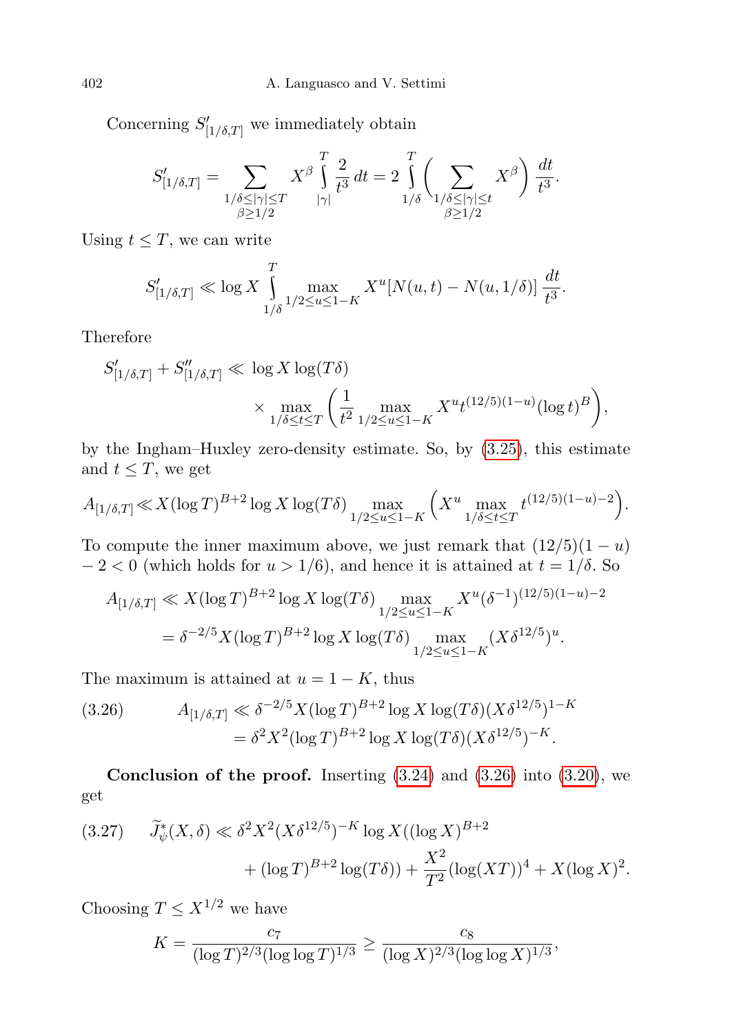Concerning $S'_{[1/\delta,T]}$ we immediately obtain

$$S'_{[1/\delta,T]} = \sum_{\substack{1/\delta \le |\gamma| \le T \\ \beta \ge 1/2}} X^\beta \int_{|\gamma|}^{T} \frac{2}{t^3}\,dt = 2\int_{1/\delta}^{T} \Big( \sum_{\substack{1/\delta \le |\gamma| \le t \\ \beta \ge 1/2}} X^\beta \Big) \frac{dt}{t^3}.$$

Using $t \le T$, we can write

$$S'_{[1/\delta,T]} \ll \log X \int_{1/\delta}^{T} \max_{1/2 \le u \le 1-K} X^u [N(u,t) - N(u,1/\delta)]\,\frac{dt}{t^3}.$$

Therefore

$$S'_{[1/\delta,T]} + S''_{[1/\delta,T]} \ll \log X \log(T\delta) \times \max_{1/\delta \le t \le T} \Big( \frac{1}{t^2} \max_{1/2 \le u \le 1-K} X^u t^{(12/5)(1-u)} (\log t)^B \Big),$$

by the Ingham–Huxley zero-density estimate. So, by (3.25), this estimate and $t \le T$, we get

$$A_{[1/\delta,T]} \ll X(\log T)^{B+2} \log X \log(T\delta) \max_{1/2 \le u \le 1-K} \Big( X^u \max_{1/\delta \le t \le T} t^{(12/5)(1-u)-2} \Big).$$

To compute the inner maximum above, we just remark that $(12/5)(1-u) - 2 < 0$ (which holds for $u > 1/6$), and hence it is attained at $t = 1/\delta$. So

$$\begin{aligned} A_{[1/\delta,T]} &\ll X(\log T)^{B+2} \log X \log(T\delta) \max_{1/2 \le u \le 1-K} X^u (\delta^{-1})^{(12/5)(1-u)-2} \\ &= \delta^{-2/5} X (\log T)^{B+2} \log X \log(T\delta) \max_{1/2 \le u \le 1-K} (X\delta^{12/5})^u. \end{aligned}$$

The maximum is attained at $u = 1-K$, thus

$$\begin{aligned} A_{[1/\delta,T]} &\ll \delta^{-2/5} X (\log T)^{B+2} \log X \log(T\delta) (X\delta^{12/5})^{1-K} \\ &= \delta^2 X^2 (\log T)^{B+2} \log X \log(T\delta) (X\delta^{12/5})^{-K}. \end{aligned} \tag{3.26}$$

**Conclusion of the proof.** Inserting (3.24) and (3.26) into (3.20), we get

$$\widetilde{J}^*_\psi(X,\delta) \ll \delta^2 X^2 (X\delta^{12/5})^{-K} \log X ((\log X)^{B+2} + (\log T)^{B+2} \log(T\delta)) + \frac{X^2}{T^2} (\log(XT))^4 + X(\log X)^2. \tag{3.27}$$

Choosing $T \le X^{1/2}$ we have

$$K = \frac{c_7}{(\log T)^{2/3} (\log\log T)^{1/3}} \ge \frac{c_8}{(\log X)^{2/3} (\log\log X)^{1/3}},$$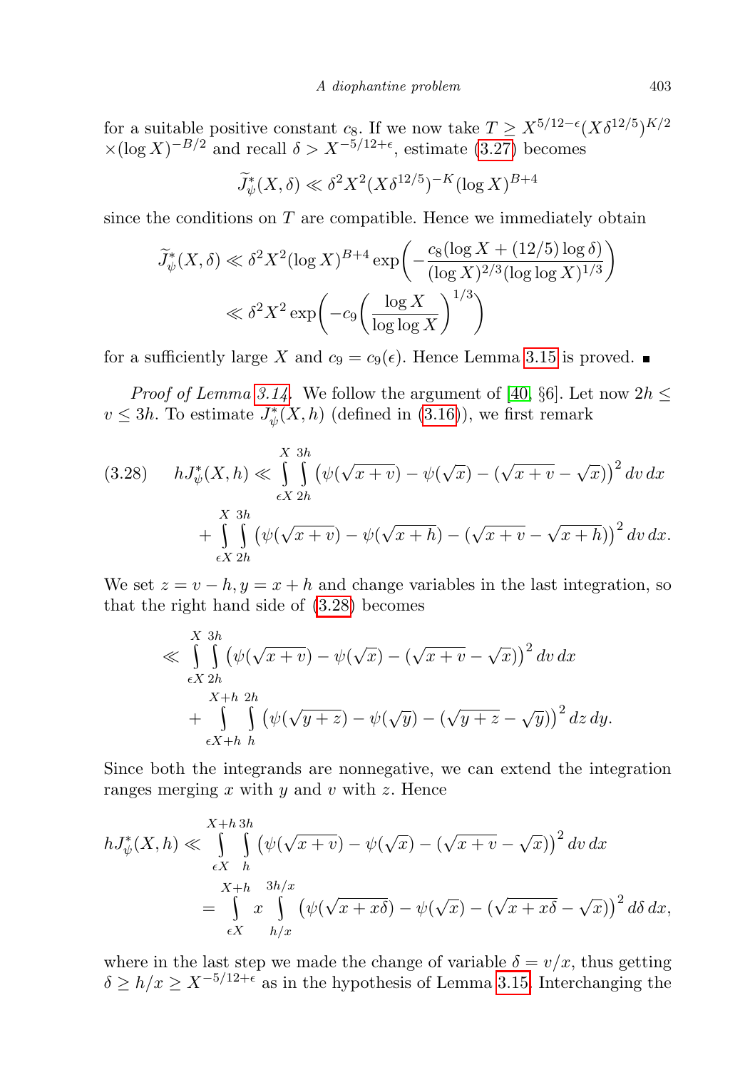for a suitable positive constant $c_8$. If we now take $T \geq X^{5/12-\epsilon}(X\delta^{12/5})^{K/2} \times (\log X)^{-B/2}$ and recall $\delta > X^{-5/12+\epsilon}$, estimate (3.27) becomes

$$\widetilde{J}^*_\psi(X,\delta) \ll \delta^2 X^2 (X\delta^{12/5})^{-K} (\log X)^{B+4}$$

since the conditions on $T$ are compatible. Hence we immediately obtain

$$\begin{aligned}
\widetilde{J}^*_\psi(X,\delta) &\ll \delta^2 X^2 (\log X)^{B+4} \exp\biggl(-\frac{c_8(\log X + (12/5)\log\delta)}{(\log X)^{2/3}(\log\log X)^{1/3}}\biggr) \\
&\ll \delta^2 X^2 \exp\biggl(-c_9\biggl(\frac{\log X}{\log\log X}\biggr)^{1/3}\biggr)
\end{aligned}$$

for a sufficiently large $X$ and $c_9 = c_9(\epsilon)$. Hence Lemma 3.15 is proved. ■

*Proof of Lemma 3.14.* We follow the argument of [40, §6]. Let now $2h \leq v \leq 3h$. To estimate $J^*_\psi(X,h)$ (defined in (3.16)), we first remark

$$\begin{aligned}
(3.28)\qquad hJ^*_\psi(X,h) \ll &\int_{\epsilon X}^{X}\int_{2h}^{3h} \bigl(\psi(\sqrt{x+v}) - \psi(\sqrt{x}) - (\sqrt{x+v}-\sqrt{x})\bigr)^2 \,dv\,dx \\
&+ \int_{\epsilon X}^{X}\int_{2h}^{3h} \bigl(\psi(\sqrt{x+v}) - \psi(\sqrt{x+h}) - (\sqrt{x+v}-\sqrt{x+h})\bigr)^2 \,dv\,dx.
\end{aligned}$$

We set $z = v-h$, $y = x+h$ and change variables in the last integration, so that the right hand side of (3.28) becomes

$$\begin{aligned}
\ll &\int_{\epsilon X}^{X}\int_{2h}^{3h} \bigl(\psi(\sqrt{x+v}) - \psi(\sqrt{x}) - (\sqrt{x+v}-\sqrt{x})\bigr)^2 \,dv\,dx \\
&+ \int_{\epsilon X+h}^{X+h}\int_{h}^{2h} \bigl(\psi(\sqrt{y+z}) - \psi(\sqrt{y}) - (\sqrt{y+z}-\sqrt{y})\bigr)^2 \,dz\,dy.
\end{aligned}$$

Since both the integrands are nonnegative, we can extend the integration ranges merging $x$ with $y$ and $v$ with $z$. Hence

$$\begin{aligned}
hJ^*_\psi(X,h) &\ll \int_{\epsilon X}^{X+h}\int_{h}^{3h} \bigl(\psi(\sqrt{x+v}) - \psi(\sqrt{x}) - (\sqrt{x+v}-\sqrt{x})\bigr)^2 \,dv\,dx \\
&= \int_{\epsilon X}^{X+h} x \int_{h/x}^{3h/x} \bigl(\psi(\sqrt{x+x\delta}) - \psi(\sqrt{x}) - (\sqrt{x+x\delta}-\sqrt{x})\bigr)^2 \,d\delta\,dx,
\end{aligned}$$

where in the last step we made the change of variable $\delta = v/x$, thus getting $\delta \geq h/x \geq X^{-5/12+\epsilon}$ as in the hypothesis of Lemma 3.15. Interchanging the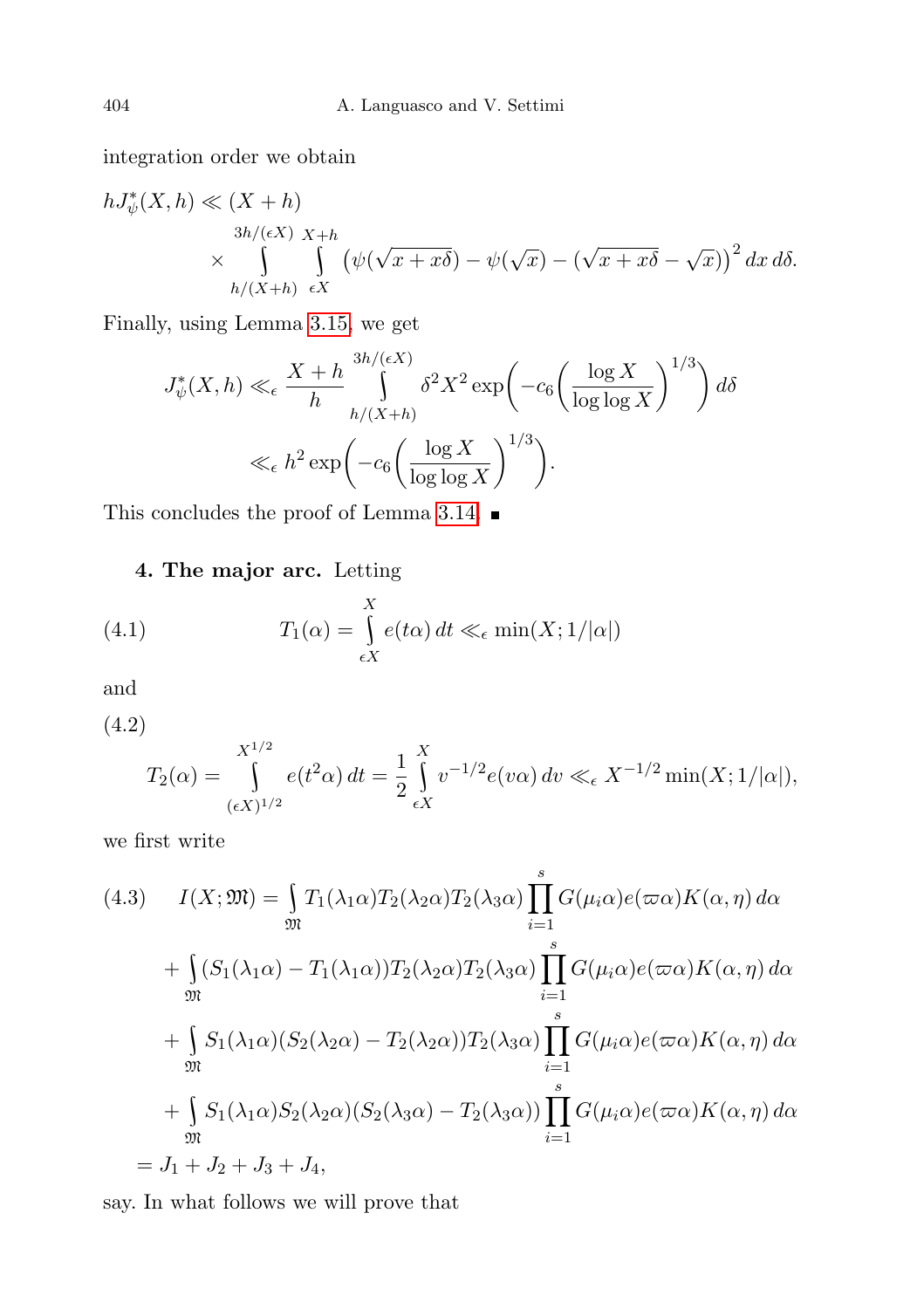integration order we obtain

$$
hJ^*_\psi(X,h) \ll (X+h) \times \int_{h/(X+h)}^{3h/(\epsilon X)} \int_{\epsilon X}^{X+h} \big(\psi(\sqrt{x+x\delta}) - \psi(\sqrt{x}) - (\sqrt{x+x\delta} - \sqrt{x})\big)^2 \, dx \, d\delta.
$$

Finally, using Lemma 3.15, we get

$$
\begin{aligned}
J^*_\psi(X,h) &\ll_\epsilon \frac{X+h}{h} \int_{h/(X+h)}^{3h/(\epsilon X)} \delta^2 X^2 \exp\bigg(-c_6\bigg(\frac{\log X}{\log\log X}\bigg)^{1/3}\bigg) \, d\delta \\
&\ll_\epsilon h^2 \exp\bigg(-c_6\bigg(\frac{\log X}{\log\log X}\bigg)^{1/3}\bigg).
\end{aligned}
$$

This concludes the proof of Lemma 3.14. ∎

## 4. The major arc.

Letting

$$
T_1(\alpha) = \int_{\epsilon X}^{X} e(t\alpha)\, dt \ll_\epsilon \min(X; 1/|\alpha|) \tag{4.1}
$$

and

$$
T_2(\alpha) = \int_{(\epsilon X)^{1/2}}^{X^{1/2}} e(t^2\alpha)\, dt = \frac{1}{2}\int_{\epsilon X}^{X} v^{-1/2} e(v\alpha)\, dv \ll_\epsilon X^{-1/2}\min(X; 1/|\alpha|), \tag{4.2}
$$

we first write

$$
\begin{aligned}
I(X;\mathfrak{M}) &= \int_{\mathfrak{M}} T_1(\lambda_1\alpha)T_2(\lambda_2\alpha)T_2(\lambda_3\alpha)\prod_{i=1}^{s} G(\mu_i\alpha)e(\varpi\alpha)K(\alpha,\eta)\, d\alpha \\
&\quad + \int_{\mathfrak{M}} (S_1(\lambda_1\alpha) - T_1(\lambda_1\alpha))T_2(\lambda_2\alpha)T_2(\lambda_3\alpha)\prod_{i=1}^{s} G(\mu_i\alpha)e(\varpi\alpha)K(\alpha,\eta)\, d\alpha \\
&\quad + \int_{\mathfrak{M}} S_1(\lambda_1\alpha)(S_2(\lambda_2\alpha) - T_2(\lambda_2\alpha))T_2(\lambda_3\alpha)\prod_{i=1}^{s} G(\mu_i\alpha)e(\varpi\alpha)K(\alpha,\eta)\, d\alpha \\
&\quad + \int_{\mathfrak{M}} S_1(\lambda_1\alpha)S_2(\lambda_2\alpha)(S_2(\lambda_3\alpha) - T_2(\lambda_3\alpha))\prod_{i=1}^{s} G(\mu_i\alpha)e(\varpi\alpha)K(\alpha,\eta)\, d\alpha \\
&= J_1 + J_2 + J_3 + J_4,
\end{aligned} \tag{4.3}
$$

say. In what follows we will prove that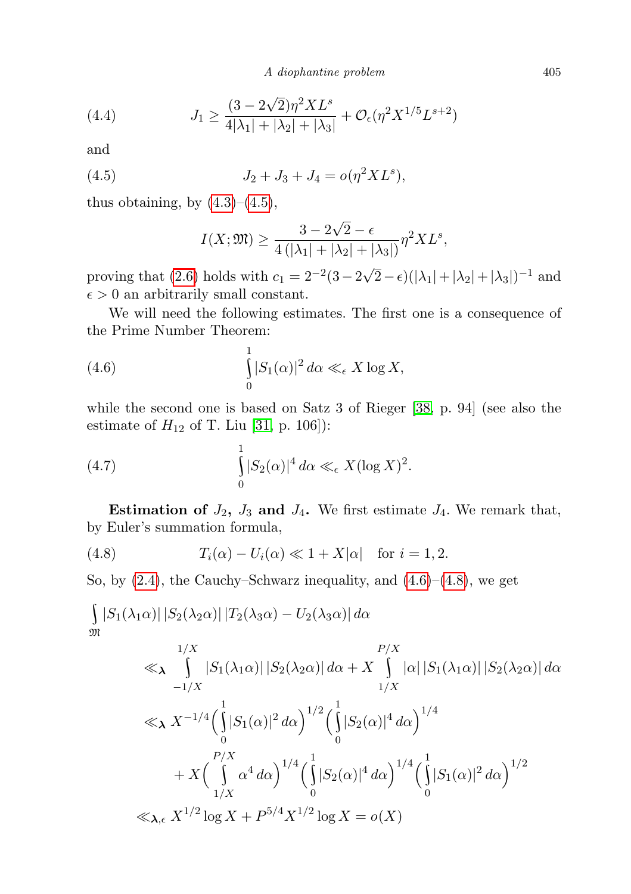$$J_1 \geq \frac{(3-2\sqrt{2})\eta^2 X L^s}{4|\lambda_1|+|\lambda_2|+|\lambda_3|} + \mathcal{O}_\epsilon(\eta^2 X^{1/5} L^{s+2}) \tag{4.4}$$

and

$$J_2 + J_3 + J_4 = o(\eta^2 X L^s), \tag{4.5}$$

thus obtaining, by (4.3)–(4.5),

$$I(X;\mathfrak{M}) \geq \frac{3-2\sqrt{2}-\epsilon}{4\,(|\lambda_1|+|\lambda_2|+|\lambda_3|)}\eta^2 X L^s,$$

proving that (2.6) holds with $c_1 = 2^{-2}(3-2\sqrt{2}-\epsilon)(|\lambda_1|+|\lambda_2|+|\lambda_3|)^{-1}$ and $\epsilon > 0$ an arbitrarily small constant.

We will need the following estimates. The first one is a consequence of the Prime Number Theorem:

$$\int_0^1 |S_1(\alpha)|^2\, d\alpha \ll_\epsilon X \log X, \tag{4.6}$$

while the second one is based on Satz 3 of Rieger [38, p. 94] (see also the estimate of $H_{12}$ of T. Liu [31, p. 106]):

$$\int_0^1 |S_2(\alpha)|^4\, d\alpha \ll_\epsilon X(\log X)^2. \tag{4.7}$$

**Estimation of $J_2$, $J_3$ and $J_4$.** We first estimate $J_4$. We remark that, by Euler's summation formula,

$$T_i(\alpha) - U_i(\alpha) \ll 1 + X|\alpha| \quad \text{for } i = 1,2. \tag{4.8}$$

So, by (2.4), the Cauchy–Schwarz inequality, and (4.6)–(4.8), we get

$$\begin{aligned}
&\int_{\mathfrak{M}} |S_1(\lambda_1\alpha)|\,|S_2(\lambda_2\alpha)|\,|T_2(\lambda_3\alpha) - U_2(\lambda_3\alpha)|\, d\alpha \\
&\quad \ll_{\boldsymbol{\lambda}} \int_{-1/X}^{1/X} |S_1(\lambda_1\alpha)|\,|S_2(\lambda_2\alpha)|\, d\alpha + X \int_{1/X}^{P/X} |\alpha|\,|S_1(\lambda_1\alpha)|\,|S_2(\lambda_2\alpha)|\, d\alpha \\
&\quad \ll_{\boldsymbol{\lambda}} X^{-1/4}\Big(\int_0^1 |S_1(\alpha)|^2\, d\alpha\Big)^{1/2}\Big(\int_0^1 |S_2(\alpha)|^4\, d\alpha\Big)^{1/4} \\
&\qquad + X\Big(\int_{1/X}^{P/X} \alpha^4\, d\alpha\Big)^{1/4}\Big(\int_0^1 |S_2(\alpha)|^4\, d\alpha\Big)^{1/4}\Big(\int_0^1 |S_1(\alpha)|^2\, d\alpha\Big)^{1/2} \\
&\quad \ll_{\boldsymbol{\lambda},\epsilon} X^{1/2}\log X + P^{5/4}X^{1/2}\log X = o(X)
\end{aligned}$$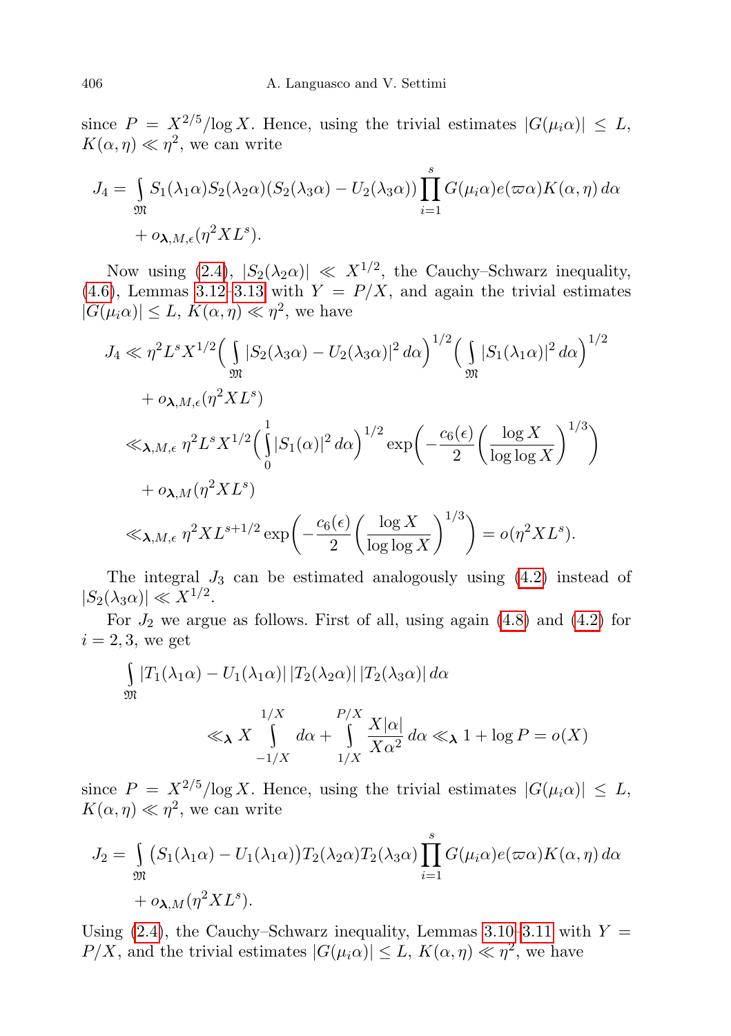since $P = X^{2/5}/\log X$. Hence, using the trivial estimates $|G(\mu_i\alpha)| \le L$, $K(\alpha,\eta) \ll \eta^2$, we can write

$$J_4 = \int_{\mathfrak{M}} S_1(\lambda_1\alpha)S_2(\lambda_2\alpha)(S_2(\lambda_3\alpha) - U_2(\lambda_3\alpha)) \prod_{i=1}^{s} G(\mu_i\alpha)e(\varpi\alpha)K(\alpha,\eta)\,d\alpha + o_{\boldsymbol{\lambda},M,\epsilon}(\eta^2 X L^s).$$

Now using (2.4), $|S_2(\lambda_2\alpha)| \ll X^{1/2}$, the Cauchy–Schwarz inequality, (4.6), Lemmas 3.12–3.13 with $Y = P/X$, and again the trivial estimates $|G(\mu_i\alpha)| \le L$, $K(\alpha,\eta) \ll \eta^2$, we have

$$\begin{aligned}
J_4 &\ll \eta^2 L^s X^{1/2} \Big(\int_{\mathfrak{M}} |S_2(\lambda_3\alpha) - U_2(\lambda_3\alpha)|^2\,d\alpha\Big)^{1/2}\Big(\int_{\mathfrak{M}} |S_1(\lambda_1\alpha)|^2\,d\alpha\Big)^{1/2} \\
&\quad + o_{\boldsymbol{\lambda},M,\epsilon}(\eta^2 X L^s) \\
&\ll_{\boldsymbol{\lambda},M,\epsilon} \eta^2 L^s X^{1/2}\Big(\int_0^1 |S_1(\alpha)|^2\,d\alpha\Big)^{1/2} \exp\Big(-\frac{c_6(\epsilon)}{2}\Big(\frac{\log X}{\log\log X}\Big)^{1/3}\Big) \\
&\quad + o_{\boldsymbol{\lambda},M}(\eta^2 X L^s) \\
&\ll_{\boldsymbol{\lambda},M,\epsilon} \eta^2 X L^{s+1/2} \exp\Big(-\frac{c_6(\epsilon)}{2}\Big(\frac{\log X}{\log\log X}\Big)^{1/3}\Big) = o(\eta^2 X L^s).
\end{aligned}$$

The integral $J_3$ can be estimated analogously using (4.2) instead of $|S_2(\lambda_3\alpha)| \ll X^{1/2}$.

For $J_2$ we argue as follows. First of all, using again (4.8) and (4.2) for $i = 2, 3$, we get

$$\int_{\mathfrak{M}} |T_1(\lambda_1\alpha) - U_1(\lambda_1\alpha)|\,|T_2(\lambda_2\alpha)|\,|T_2(\lambda_3\alpha)|\,d\alpha \ll_{\boldsymbol{\lambda}} X \int_{-1/X}^{1/X} d\alpha + \int_{1/X}^{P/X} \frac{X|\alpha|}{X\alpha^2}\,d\alpha \ll_{\boldsymbol{\lambda}} 1 + \log P = o(X)$$

since $P = X^{2/5}/\log X$. Hence, using the trivial estimates $|G(\mu_i\alpha)| \le L$, $K(\alpha,\eta) \ll \eta^2$, we can write

$$J_2 = \int_{\mathfrak{M}} \big(S_1(\lambda_1\alpha) - U_1(\lambda_1\alpha)\big)T_2(\lambda_2\alpha)T_2(\lambda_3\alpha) \prod_{i=1}^{s} G(\mu_i\alpha)e(\varpi\alpha)K(\alpha,\eta)\,d\alpha + o_{\boldsymbol{\lambda},M}(\eta^2 X L^s).$$

Using (2.4), the Cauchy–Schwarz inequality, Lemmas 3.10–3.11 with $Y = P/X$, and the trivial estimates $|G(\mu_i\alpha)| \le L$, $K(\alpha,\eta) \ll \eta^2$, we have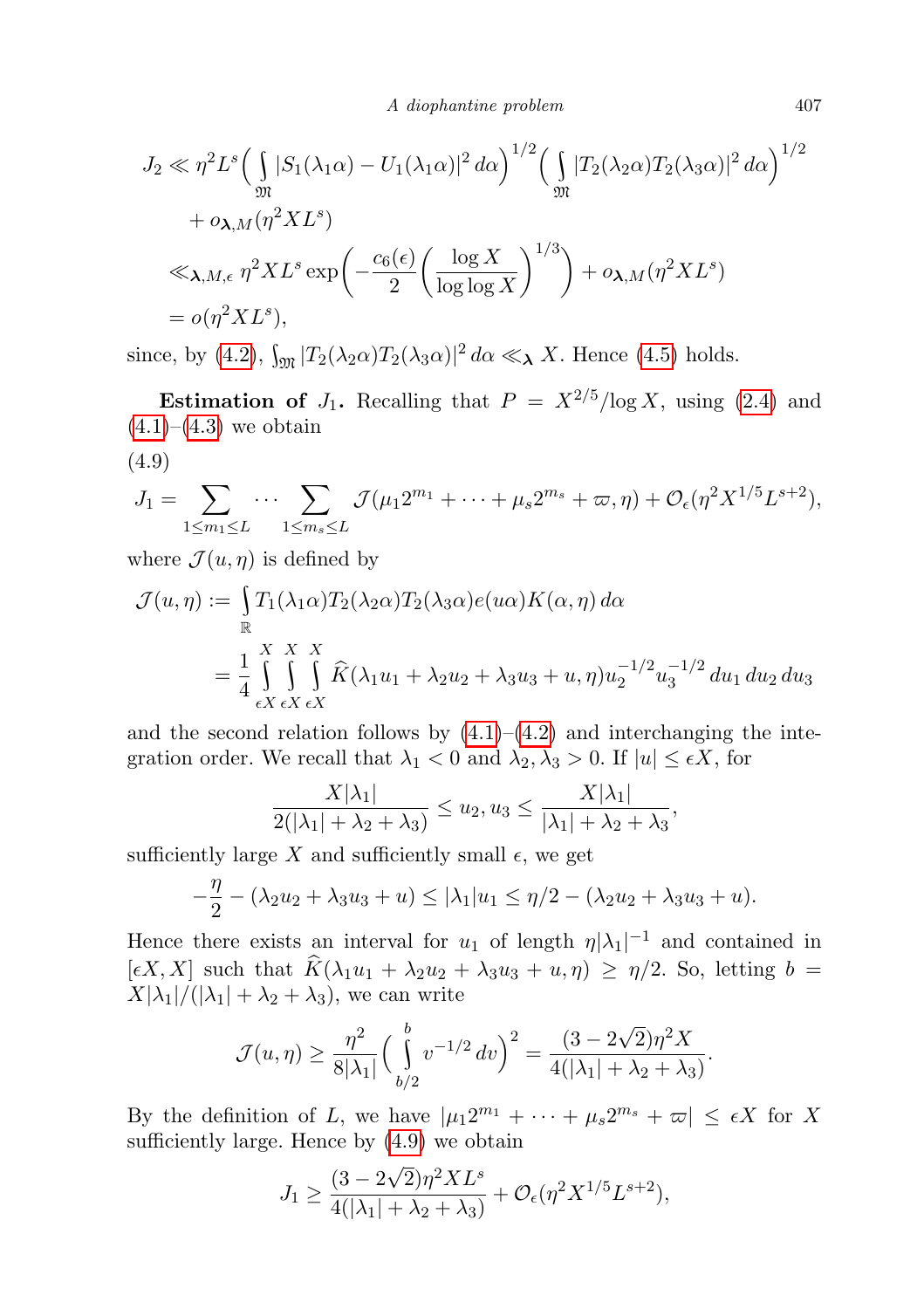$$
\begin{aligned}
J_2 &\ll \eta^2 L^s \Big( \int_{\mathfrak{M}} |S_1(\lambda_1\alpha) - U_1(\lambda_1\alpha)|^2 \, d\alpha \Big)^{1/2} \Big( \int_{\mathfrak{M}} |T_2(\lambda_2\alpha)T_2(\lambda_3\alpha)|^2 \, d\alpha \Big)^{1/2} \\
&\quad + o_{\boldsymbol{\lambda},M}(\eta^2 X L^s) \\
&\ll_{\boldsymbol{\lambda},M,\epsilon} \eta^2 X L^s \exp\Big( -\frac{c_6(\epsilon)}{2} \Big( \frac{\log X}{\log\log X} \Big)^{1/3} \Big) + o_{\boldsymbol{\lambda},M}(\eta^2 X L^s) \\
&= o(\eta^2 X L^s),
\end{aligned}
$$

since, by (4.2), $\int_{\mathfrak{M}} |T_2(\lambda_2\alpha)T_2(\lambda_3\alpha)|^2 \, d\alpha \ll_{\boldsymbol{\lambda}} X$. Hence (4.5) holds.

**Estimation of $J_1$.** Recalling that $P = X^{2/5}/\log X$, using (2.4) and (4.1)–(4.3) we obtain

(4.9)

$$
J_1 = \sum_{1\le m_1 \le L} \cdots \sum_{1 \le m_s \le L} \mathcal{J}(\mu_1 2^{m_1} + \cdots + \mu_s 2^{m_s} + \varpi, \eta) + \mathcal{O}_\epsilon(\eta^2 X^{1/5} L^{s+2}),
$$

where $\mathcal{J}(u,\eta)$ is defined by

$$
\begin{aligned}
\mathcal{J}(u,\eta) &:= \int_{\mathbb{R}} T_1(\lambda_1\alpha)T_2(\lambda_2\alpha)T_2(\lambda_3\alpha) e(u\alpha) K(\alpha,\eta) \, d\alpha \\
&= \frac{1}{4} \int_{\epsilon X}^{X} \int_{\epsilon X}^{X} \int_{\epsilon X}^{X} \widehat{K}(\lambda_1 u_1 + \lambda_2 u_2 + \lambda_3 u_3 + u, \eta) u_2^{-1/2} u_3^{-1/2} \, du_1 \, du_2 \, du_3
\end{aligned}
$$

and the second relation follows by (4.1)–(4.2) and interchanging the integration order. We recall that $\lambda_1 < 0$ and $\lambda_2, \lambda_3 > 0$. If $|u| \le \epsilon X$, for

$$
\frac{X|\lambda_1|}{2(|\lambda_1| + \lambda_2 + \lambda_3)} \le u_2, u_3 \le \frac{X|\lambda_1|}{|\lambda_1| + \lambda_2 + \lambda_3},
$$

sufficiently large $X$ and sufficiently small $\epsilon$, we get

$$
-\frac{\eta}{2} - (\lambda_2 u_2 + \lambda_3 u_3 + u) \le |\lambda_1| u_1 \le \eta/2 - (\lambda_2 u_2 + \lambda_3 u_3 + u).
$$

Hence there exists an interval for $u_1$ of length $\eta|\lambda_1|^{-1}$ and contained in $[\epsilon X, X]$ such that $\widehat{K}(\lambda_1 u_1 + \lambda_2 u_2 + \lambda_3 u_3 + u, \eta) \ge \eta/2$. So, letting $b = X|\lambda_1|/(|\lambda_1| + \lambda_2 + \lambda_3)$, we can write

$$
\mathcal{J}(u,\eta) \ge \frac{\eta^2}{8|\lambda_1|} \Big( \int_{b/2}^{b} v^{-1/2} \, dv \Big)^2 = \frac{(3 - 2\sqrt{2})\eta^2 X}{4(|\lambda_1| + \lambda_2 + \lambda_3)}.
$$

By the definition of $L$, we have $|\mu_1 2^{m_1} + \cdots + \mu_s 2^{m_s} + \varpi| \le \epsilon X$ for $X$ sufficiently large. Hence by (4.9) we obtain

$$
J_1 \ge \frac{(3 - 2\sqrt{2})\eta^2 X L^s}{4(|\lambda_1| + \lambda_2 + \lambda_3)} + \mathcal{O}_\epsilon(\eta^2 X^{1/5} L^{s+2}),
$$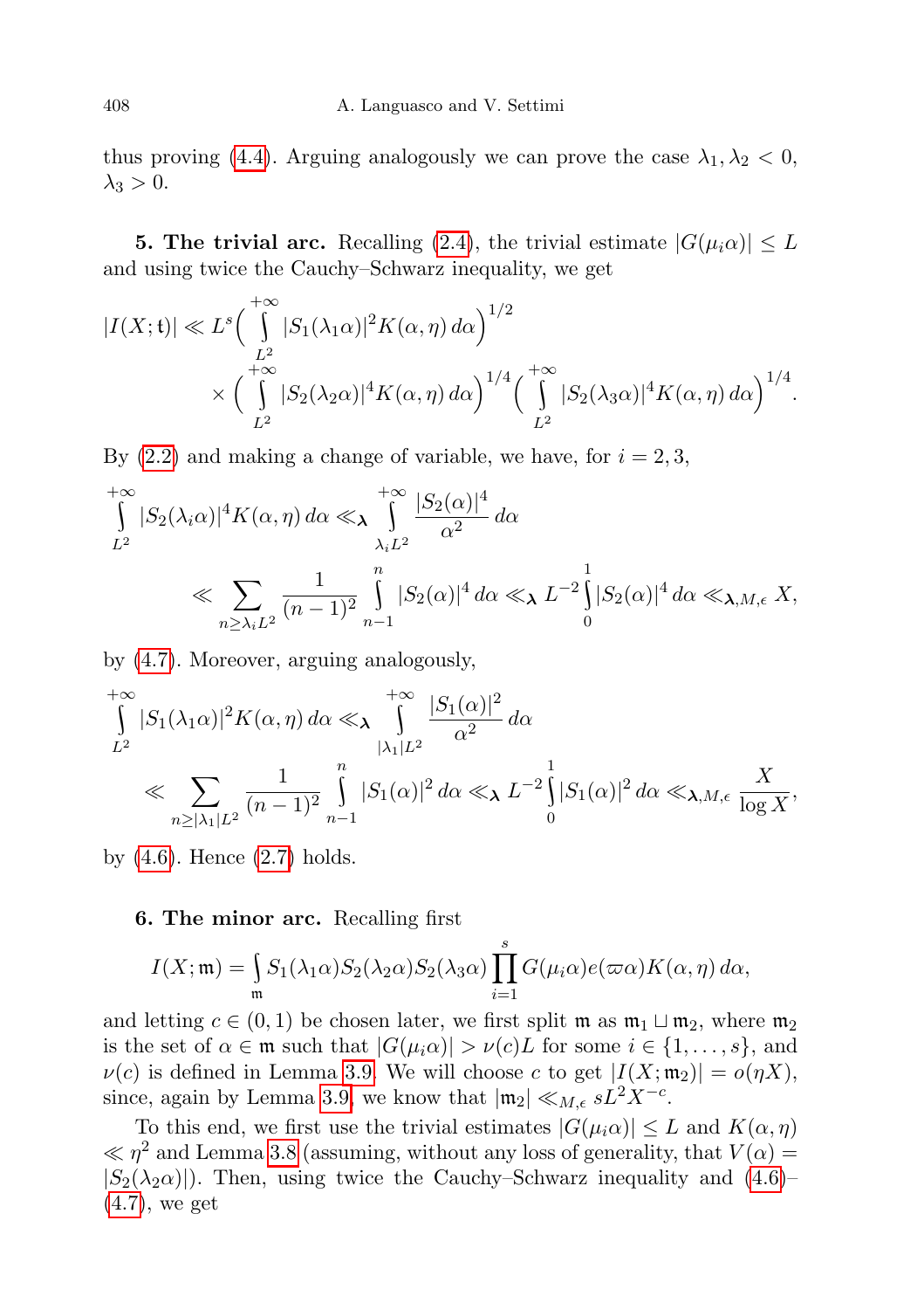thus proving (4.4). Arguing analogously we can prove the case $\lambda_1, \lambda_2 < 0$, $\lambda_3 > 0$.

**5. The trivial arc.** Recalling (2.4), the trivial estimate $|G(\mu_i\alpha)| \le L$ and using twice the Cauchy–Schwarz inequality, we get

$$|I(X;\mathfrak{t})| \ll L^s \Big( \int_{L^2}^{+\infty} |S_1(\lambda_1\alpha)|^2 K(\alpha,\eta)\, d\alpha \Big)^{1/2} \times \Big( \int_{L^2}^{+\infty} |S_2(\lambda_2\alpha)|^4 K(\alpha,\eta)\, d\alpha \Big)^{1/4} \Big( \int_{L^2}^{+\infty} |S_2(\lambda_3\alpha)|^4 K(\alpha,\eta)\, d\alpha \Big)^{1/4}.$$

By (2.2) and making a change of variable, we have, for $i = 2, 3$,

$$\int_{L^2}^{+\infty} |S_2(\lambda_i\alpha)|^4 K(\alpha,\eta)\, d\alpha \ll_{\boldsymbol{\lambda}} \int_{\lambda_i L^2}^{+\infty} \frac{|S_2(\alpha)|^4}{\alpha^2}\, d\alpha \ll \sum_{n \ge \lambda_i L^2} \frac{1}{(n-1)^2} \int_{n-1}^{n} |S_2(\alpha)|^4\, d\alpha \ll_{\boldsymbol{\lambda}} L^{-2} \int_0^1 |S_2(\alpha)|^4\, d\alpha \ll_{\boldsymbol{\lambda},M,\epsilon} X,$$

by (4.7). Moreover, arguing analogously,

$$\int_{L^2}^{+\infty} |S_1(\lambda_1\alpha)|^2 K(\alpha,\eta)\, d\alpha \ll_{\boldsymbol{\lambda}} \int_{|\lambda_1| L^2}^{+\infty} \frac{|S_1(\alpha)|^2}{\alpha^2}\, d\alpha \ll \sum_{n \ge |\lambda_1| L^2} \frac{1}{(n-1)^2} \int_{n-1}^{n} |S_1(\alpha)|^2\, d\alpha \ll_{\boldsymbol{\lambda}} L^{-2} \int_0^1 |S_1(\alpha)|^2\, d\alpha \ll_{\boldsymbol{\lambda},M,\epsilon} \frac{X}{\log X},$$

by (4.6). Hence (2.7) holds.

**6. The minor arc.** Recalling first

$$I(X;\mathfrak{m}) = \int_{\mathfrak{m}} S_1(\lambda_1\alpha) S_2(\lambda_2\alpha) S_2(\lambda_3\alpha) \prod_{i=1}^{s} G(\mu_i\alpha) e(\varpi\alpha) K(\alpha,\eta)\, d\alpha,$$

and letting $c \in (0,1)$ be chosen later, we first split $\mathfrak{m}$ as $\mathfrak{m}_1 \sqcup \mathfrak{m}_2$, where $\mathfrak{m}_2$ is the set of $\alpha \in \mathfrak{m}$ such that $|G(\mu_i\alpha)| > \nu(c)L$ for some $i \in \{1,\dots,s\}$, and $\nu(c)$ is defined in Lemma 3.9. We will choose $c$ to get $|I(X;\mathfrak{m}_2)| = o(\eta X)$, since, again by Lemma 3.9, we know that $|\mathfrak{m}_2| \ll_{M,\epsilon} sL^2X^{-c}$.

To this end, we first use the trivial estimates $|G(\mu_i\alpha)| \le L$ and $K(\alpha,\eta) \ll \eta^2$ and Lemma 3.8 (assuming, without any loss of generality, that $V(\alpha) = |S_2(\lambda_2\alpha)|$). Then, using twice the Cauchy–Schwarz inequality and (4.6)–(4.7), we get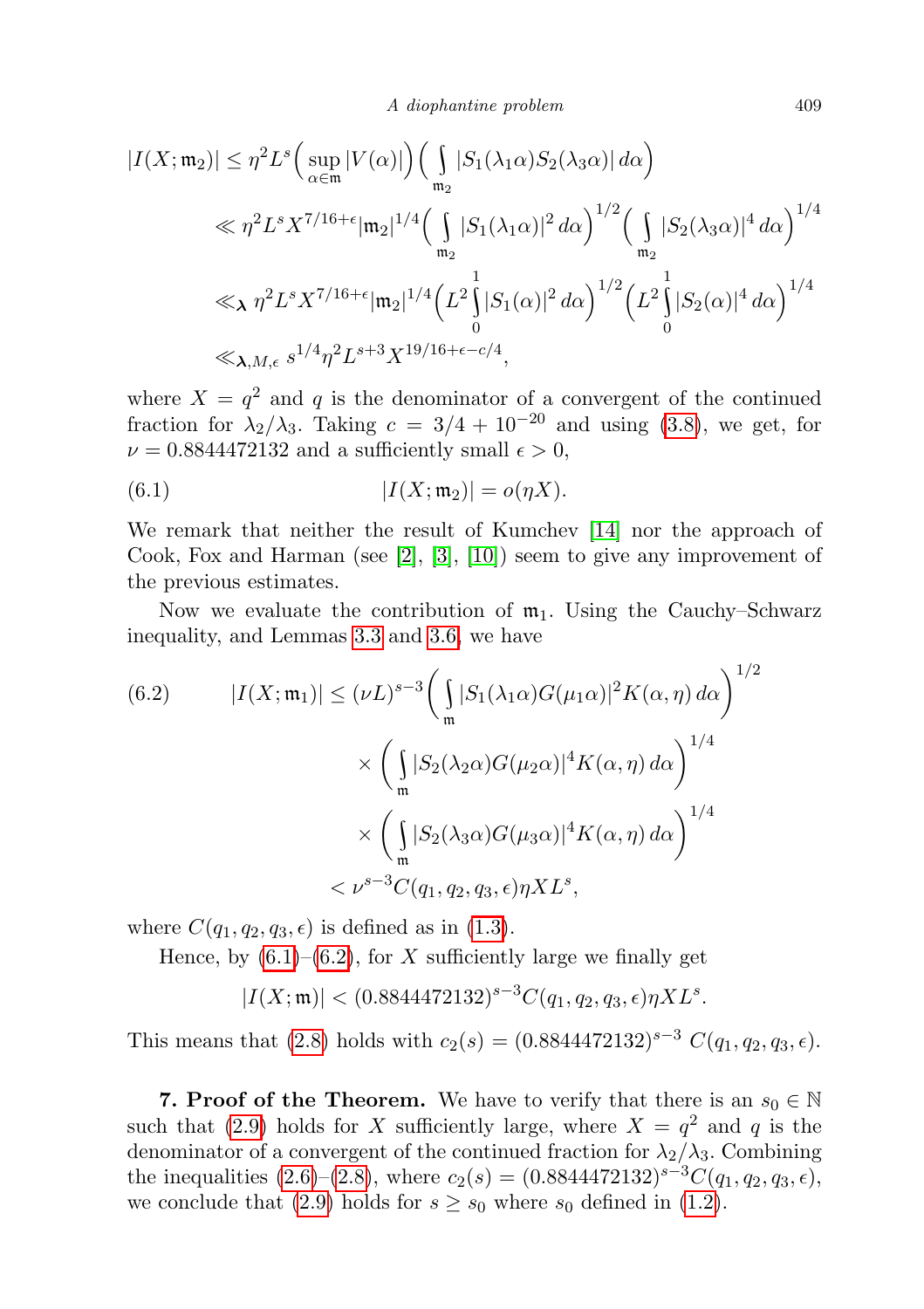$$
\begin{aligned}
|I(X;\mathfrak{m}_2)| &\le \eta^2 L^s \Big(\sup_{\alpha\in\mathfrak{m}} |V(\alpha)|\Big)\Big(\int_{\mathfrak{m}_2} |S_1(\lambda_1\alpha)S_2(\lambda_3\alpha)|\,d\alpha\Big)\\
&\ll \eta^2 L^s X^{7/16+\epsilon} |\mathfrak{m}_2|^{1/4}\Big(\int_{\mathfrak{m}_2} |S_1(\lambda_1\alpha)|^2\,d\alpha\Big)^{1/2}\Big(\int_{\mathfrak{m}_2} |S_2(\lambda_3\alpha)|^4\,d\alpha\Big)^{1/4}\\
&\ll_{\boldsymbol{\lambda}} \eta^2 L^s X^{7/16+\epsilon} |\mathfrak{m}_2|^{1/4}\Big(L^2\int_0^1 |S_1(\alpha)|^2\,d\alpha\Big)^{1/2}\Big(L^2\int_0^1 |S_2(\alpha)|^4\,d\alpha\Big)^{1/4}\\
&\ll_{\boldsymbol{\lambda},M,\epsilon} s^{1/4}\eta^2 L^{s+3} X^{19/16+\epsilon-c/4},
\end{aligned}
$$

where $X=q^2$ and $q$ is the denominator of a convergent of the continued fraction for $\lambda_2/\lambda_3$. Taking $c=3/4+10^{-20}$ and using (3.8), we get, for $\nu=0.8844472132$ and a sufficiently small $\epsilon>0$,

$$
|I(X;\mathfrak{m}_2)| = o(\eta X). \tag{6.1}
$$

We remark that neither the result of Kumchev [14] nor the approach of Cook, Fox and Harman (see [2], [3], [10]) seem to give any improvement of the previous estimates.

Now we evaluate the contribution of $\mathfrak{m}_1$. Using the Cauchy–Schwarz inequality, and Lemmas 3.3 and 3.6, we have

$$
\begin{aligned}
|I(X;\mathfrak{m}_1)| &\le (\nu L)^{s-3}\Big(\int_{\mathfrak{m}} |S_1(\lambda_1\alpha)G(\mu_1\alpha)|^2 K(\alpha,\eta)\,d\alpha\Big)^{1/2}\\
&\quad\times\Big(\int_{\mathfrak{m}} |S_2(\lambda_2\alpha)G(\mu_2\alpha)|^4 K(\alpha,\eta)\,d\alpha\Big)^{1/4}\\
&\quad\times\Big(\int_{\mathfrak{m}} |S_2(\lambda_3\alpha)G(\mu_3\alpha)|^4 K(\alpha,\eta)\,d\alpha\Big)^{1/4}\\
&< \nu^{s-3} C(q_1,q_2,q_3,\epsilon)\eta X L^s,
\end{aligned} \tag{6.2}
$$

where $C(q_1,q_2,q_3,\epsilon)$ is defined as in (1.3).

Hence, by (6.1)–(6.2), for $X$ sufficiently large we finally get

$$
|I(X;\mathfrak{m})| < (0.8844472132)^{s-3} C(q_1,q_2,q_3,\epsilon)\eta X L^s.
$$

This means that (2.8) holds with $c_2(s)=(0.8844472132)^{s-3}\,C(q_1,q_2,q_3,\epsilon)$.

**7. Proof of the Theorem.** We have to verify that there is an $s_0\in\mathbb{N}$ such that (2.9) holds for $X$ sufficiently large, where $X=q^2$ and $q$ is the denominator of a convergent of the continued fraction for $\lambda_2/\lambda_3$. Combining the inequalities (2.6)–(2.8), where $c_2(s)=(0.8844472132)^{s-3}C(q_1,q_2,q_3,\epsilon)$, we conclude that (2.9) holds for $s\ge s_0$ where $s_0$ defined in (1.2).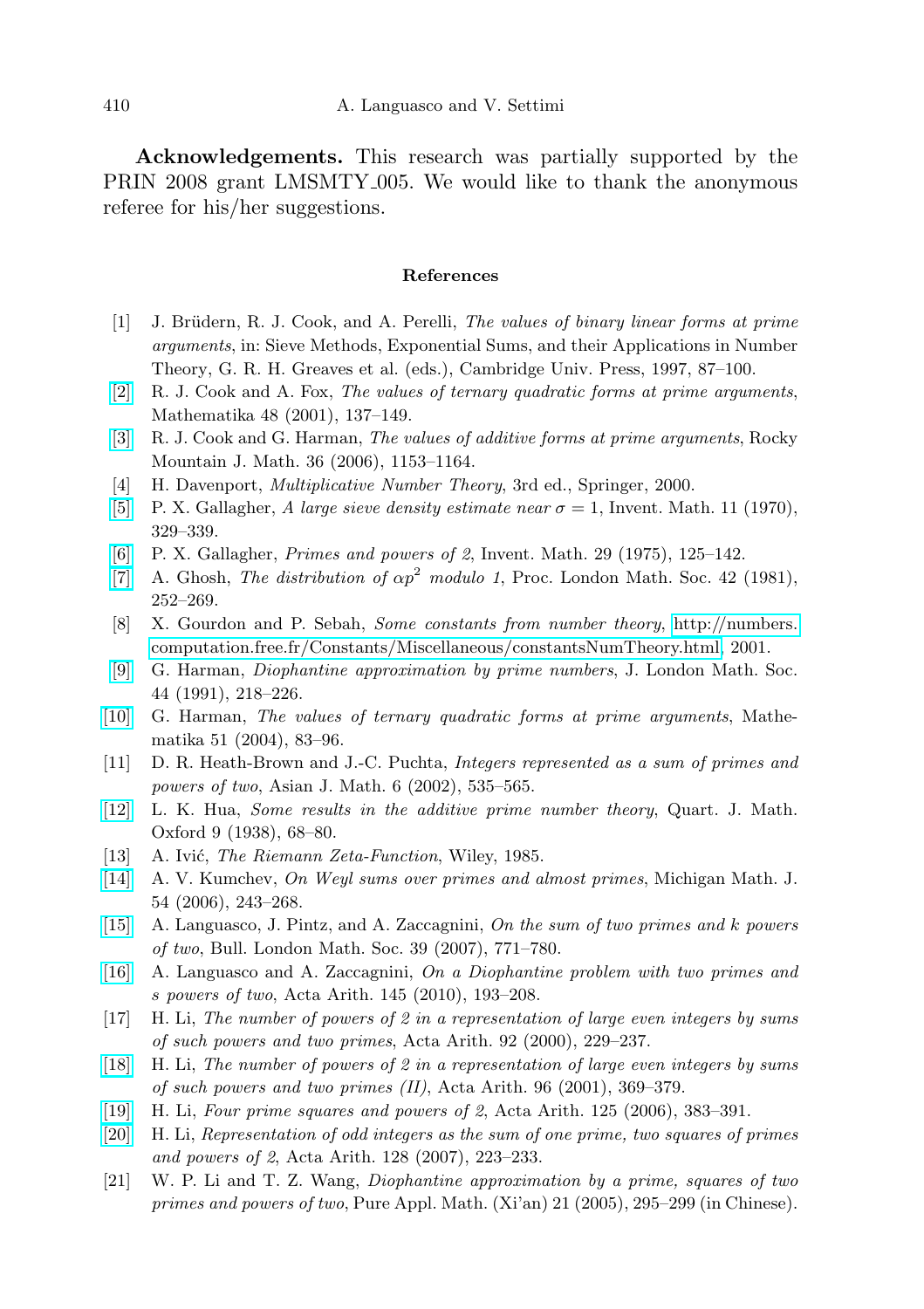**Acknowledgements.** This research was partially supported by the PRIN 2008 grant LMSMTY_005. We would like to thank the anonymous referee for his/her suggestions.

## References

[1] J. Brüdern, R. J. Cook, and A. Perelli, *The values of binary linear forms at prime arguments*, in: Sieve Methods, Exponential Sums, and their Applications in Number Theory, G. R. H. Greaves et al. (eds.), Cambridge Univ. Press, 1997, 87–100.

[2] R. J. Cook and A. Fox, *The values of ternary quadratic forms at prime arguments*, Mathematika 48 (2001), 137–149.

[3] R. J. Cook and G. Harman, *The values of additive forms at prime arguments*, Rocky Mountain J. Math. 36 (2006), 1153–1164.

[4] H. Davenport, *Multiplicative Number Theory*, 3rd ed., Springer, 2000.

[5] P. X. Gallagher, *A large sieve density estimate near* $\sigma = 1$, Invent. Math. 11 (1970), 329–339.

[6] P. X. Gallagher, *Primes and powers of 2*, Invent. Math. 29 (1975), 125–142.

[7] A. Ghosh, *The distribution of* $\alpha p^2$ *modulo 1*, Proc. London Math. Soc. 42 (1981), 252–269.

[8] X. Gourdon and P. Sebah, *Some constants from number theory*, http://numbers.computation.free.fr/Constants/Miscellaneous/constantsNumTheory.html, 2001.

[9] G. Harman, *Diophantine approximation by prime numbers*, J. London Math. Soc. 44 (1991), 218–226.

[10] G. Harman, *The values of ternary quadratic forms at prime arguments*, Mathematika 51 (2004), 83–96.

[11] D. R. Heath-Brown and J.-C. Puchta, *Integers represented as a sum of primes and powers of two*, Asian J. Math. 6 (2002), 535–565.

[12] L. K. Hua, *Some results in the additive prime number theory*, Quart. J. Math. Oxford 9 (1938), 68–80.

[13] A. Ivić, *The Riemann Zeta-Function*, Wiley, 1985.

[14] A. V. Kumchev, *On Weyl sums over primes and almost primes*, Michigan Math. J. 54 (2006), 243–268.

[15] A. Languasco, J. Pintz, and A. Zaccagnini, *On the sum of two primes and k powers of two*, Bull. London Math. Soc. 39 (2007), 771–780.

[16] A. Languasco and A. Zaccagnini, *On a Diophantine problem with two primes and s powers of two*, Acta Arith. 145 (2010), 193–208.

[17] H. Li, *The number of powers of 2 in a representation of large even integers by sums of such powers and two primes*, Acta Arith. 92 (2000), 229–237.

[18] H. Li, *The number of powers of 2 in a representation of large even integers by sums of such powers and two primes (II)*, Acta Arith. 96 (2001), 369–379.

[19] H. Li, *Four prime squares and powers of 2*, Acta Arith. 125 (2006), 383–391.

[20] H. Li, *Representation of odd integers as the sum of one prime, two squares of primes and powers of 2*, Acta Arith. 128 (2007), 223–233.

[21] W. P. Li and T. Z. Wang, *Diophantine approximation by a prime, squares of two primes and powers of two*, Pure Appl. Math. (Xi'an) 21 (2005), 295–299 (in Chinese).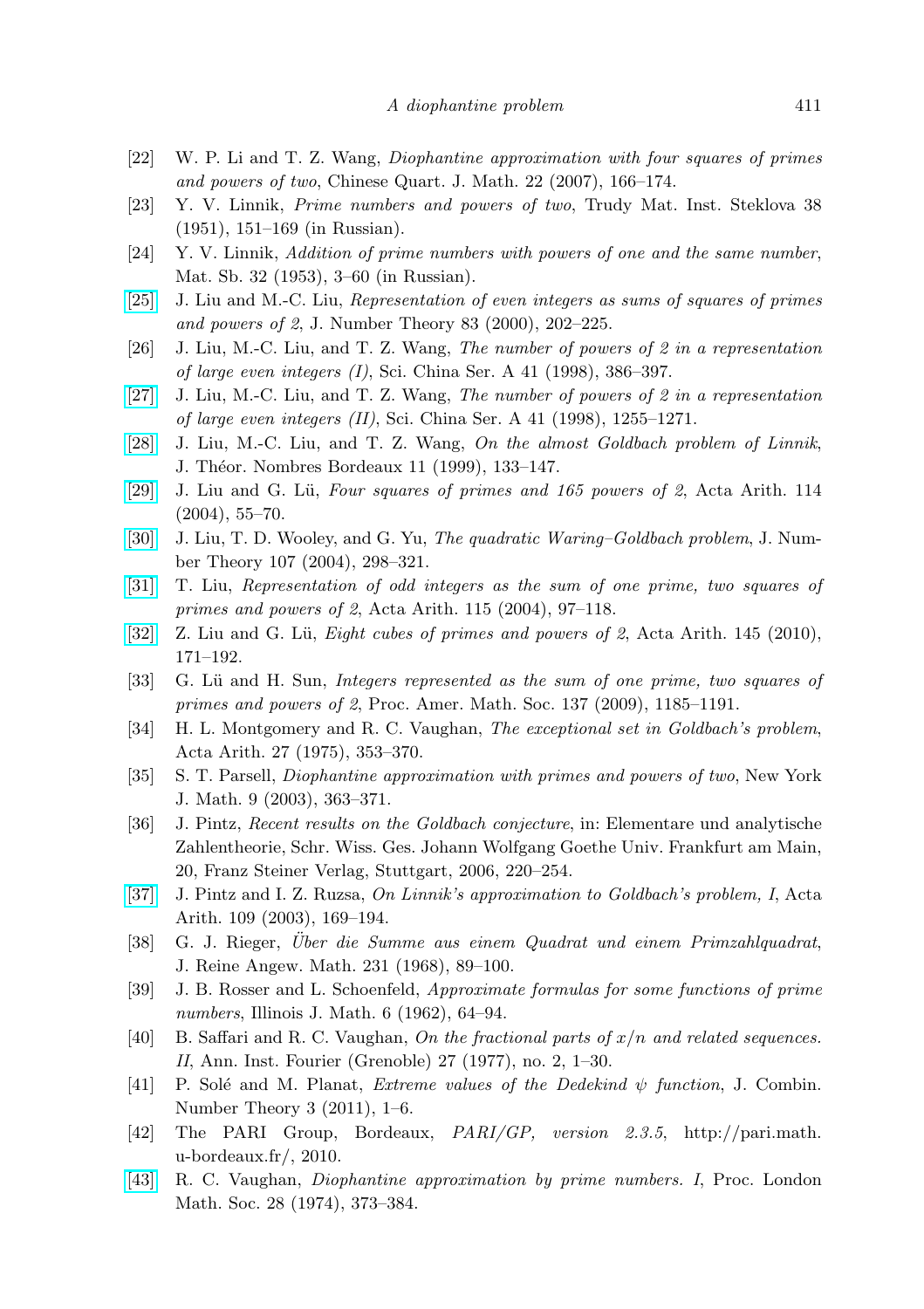[22] W. P. Li and T. Z. Wang, *Diophantine approximation with four squares of primes and powers of two*, Chinese Quart. J. Math. 22 (2007), 166–174.

[23] Y. V. Linnik, *Prime numbers and powers of two*, Trudy Mat. Inst. Steklova 38 (1951), 151–169 (in Russian).

[24] Y. V. Linnik, *Addition of prime numbers with powers of one and the same number*, Mat. Sb. 32 (1953), 3–60 (in Russian).

[25] J. Liu and M.-C. Liu, *Representation of even integers as sums of squares of primes and powers of 2*, J. Number Theory 83 (2000), 202–225.

[26] J. Liu, M.-C. Liu, and T. Z. Wang, *The number of powers of 2 in a representation of large even integers (I)*, Sci. China Ser. A 41 (1998), 386–397.

[27] J. Liu, M.-C. Liu, and T. Z. Wang, *The number of powers of 2 in a representation of large even integers (II)*, Sci. China Ser. A 41 (1998), 1255–1271.

[28] J. Liu, M.-C. Liu, and T. Z. Wang, *On the almost Goldbach problem of Linnik*, J. Théor. Nombres Bordeaux 11 (1999), 133–147.

[29] J. Liu and G. Lü, *Four squares of primes and 165 powers of 2*, Acta Arith. 114 (2004), 55–70.

[30] J. Liu, T. D. Wooley, and G. Yu, *The quadratic Waring–Goldbach problem*, J. Number Theory 107 (2004), 298–321.

[31] T. Liu, *Representation of odd integers as the sum of one prime, two squares of primes and powers of 2*, Acta Arith. 115 (2004), 97–118.

[32] Z. Liu and G. Lü, *Eight cubes of primes and powers of 2*, Acta Arith. 145 (2010), 171–192.

[33] G. Lü and H. Sun, *Integers represented as the sum of one prime, two squares of primes and powers of 2*, Proc. Amer. Math. Soc. 137 (2009), 1185–1191.

[34] H. L. Montgomery and R. C. Vaughan, *The exceptional set in Goldbach's problem*, Acta Arith. 27 (1975), 353–370.

[35] S. T. Parsell, *Diophantine approximation with primes and powers of two*, New York J. Math. 9 (2003), 363–371.

[36] J. Pintz, *Recent results on the Goldbach conjecture*, in: Elementare und analytische Zahlentheorie, Schr. Wiss. Ges. Johann Wolfgang Goethe Univ. Frankfurt am Main, 20, Franz Steiner Verlag, Stuttgart, 2006, 220–254.

[37] J. Pintz and I. Z. Ruzsa, *On Linnik's approximation to Goldbach's problem, I*, Acta Arith. 109 (2003), 169–194.

[38] G. J. Rieger, *Über die Summe aus einem Quadrat und einem Primzahlquadrat*, J. Reine Angew. Math. 231 (1968), 89–100.

[39] J. B. Rosser and L. Schoenfeld, *Approximate formulas for some functions of prime numbers*, Illinois J. Math. 6 (1962), 64–94.

[40] B. Saffari and R. C. Vaughan, *On the fractional parts of $x/n$ and related sequences. II*, Ann. Inst. Fourier (Grenoble) 27 (1977), no. 2, 1–30.

[41] P. Solé and M. Planat, *Extreme values of the Dedekind $\psi$ function*, J. Combin. Number Theory 3 (2011), 1–6.

[42] The PARI Group, Bordeaux, *PARI/GP, version 2.3.5*, http://pari.math.u-bordeaux.fr/, 2010.

[43] R. C. Vaughan, *Diophantine approximation by prime numbers. I*, Proc. London Math. Soc. 28 (1974), 373–384.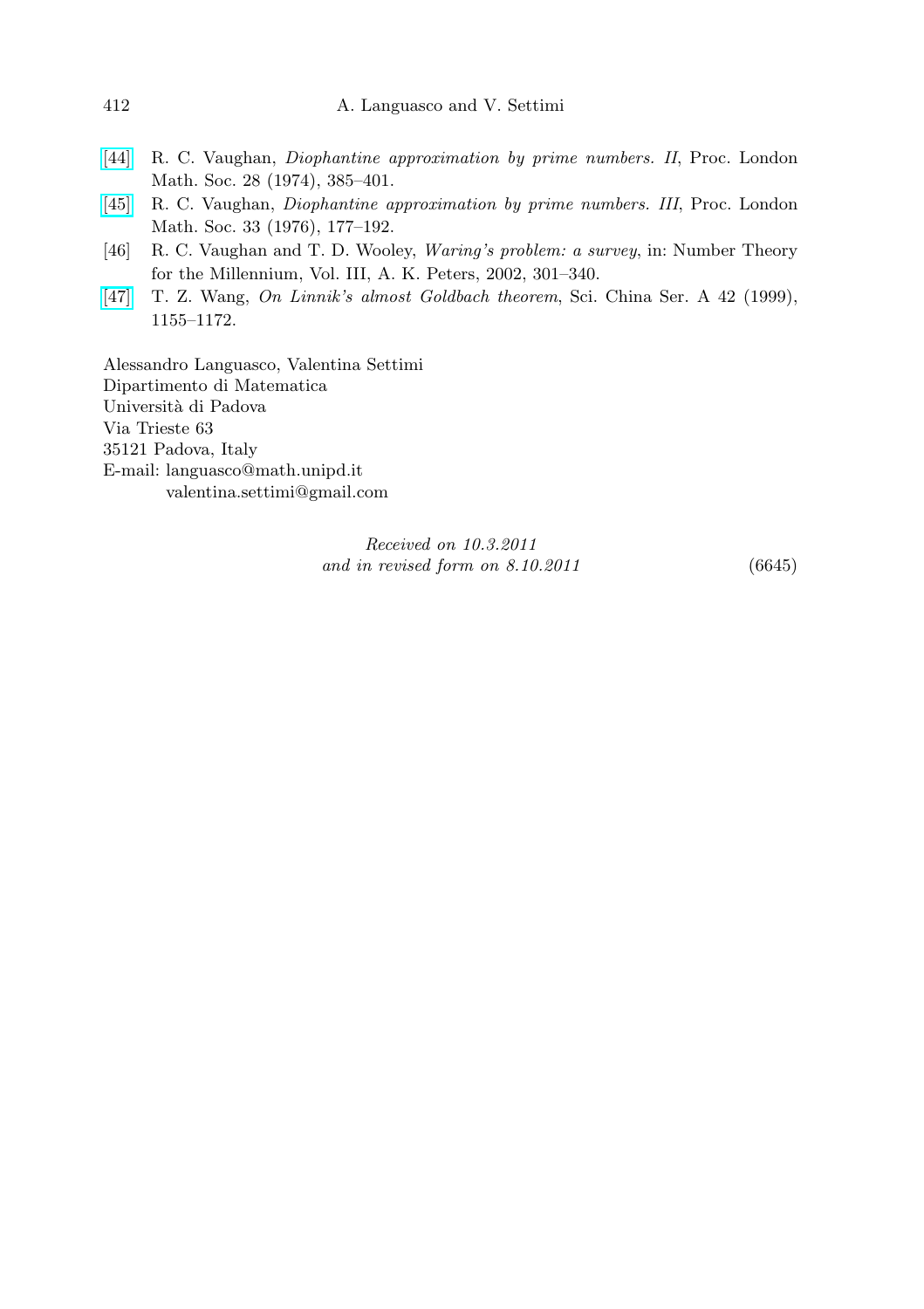[44] R. C. Vaughan, *Diophantine approximation by prime numbers. II*, Proc. London Math. Soc. 28 (1974), 385–401.

[45] R. C. Vaughan, *Diophantine approximation by prime numbers. III*, Proc. London Math. Soc. 33 (1976), 177–192.

[46] R. C. Vaughan and T. D. Wooley, *Waring's problem: a survey*, in: Number Theory for the Millennium, Vol. III, A. K. Peters, 2002, 301–340.

[47] T. Z. Wang, *On Linnik's almost Goldbach theorem*, Sci. China Ser. A 42 (1999), 1155–1172.

Alessandro Languasco, Valentina Settimi
Dipartimento di Matematica
Università di Padova
Via Trieste 63
35121 Padova, Italy
E-mail: languasco@math.unipd.it
valentina.settimi@gmail.com

*Received on 10.3.2011*
*and in revised form on 8.10.2011* (6645)